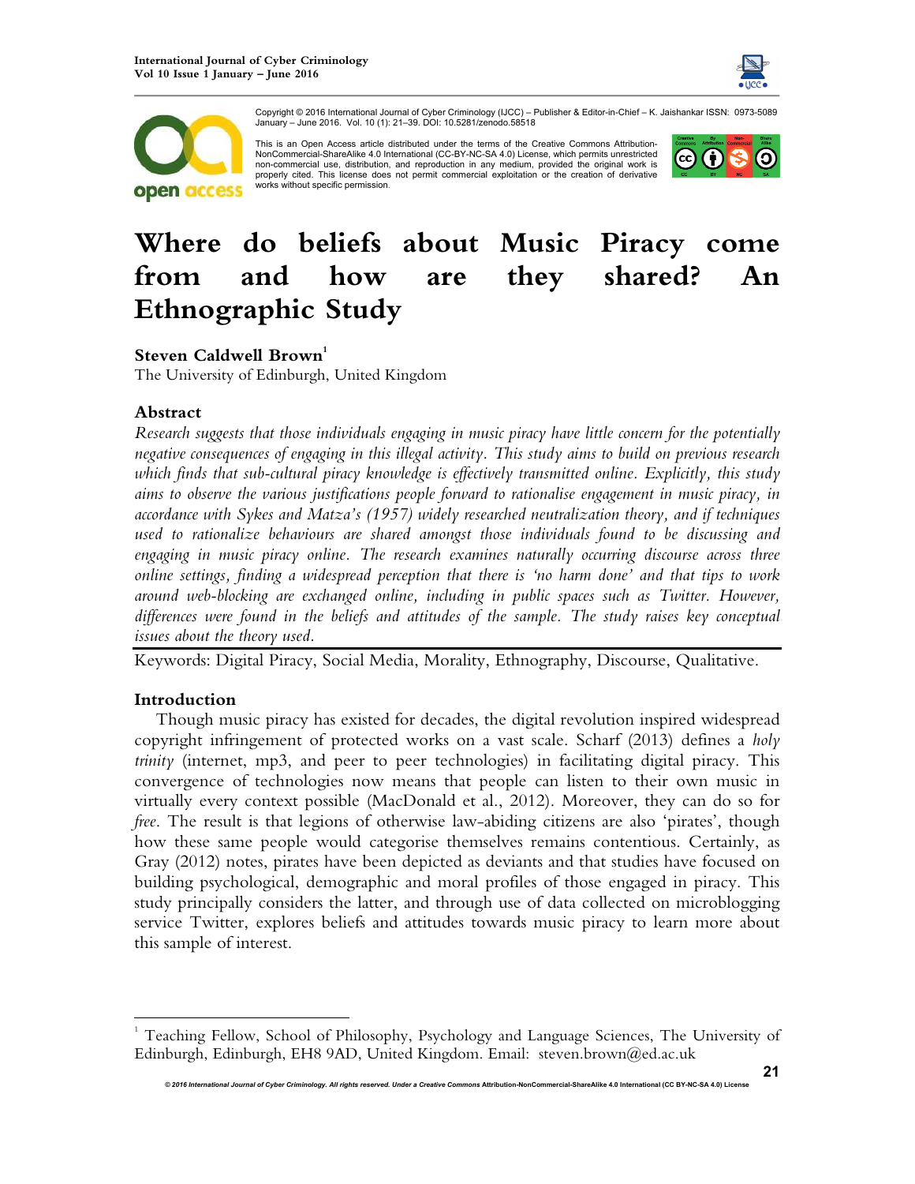Copyright © 2016 International Journal of Cyber Criminology (IJCC) – Publisher & Editor-in-Chief – K. Jaishankar ISSN: 0973-5089 January – June 2016. Vol. 10 (1): 21–39. DOI: 10.5281/zenodo.58518

This is an Open Access article distributed under the terms of the Creative Commons Attribution-NonCommercial-ShareAlike 4.0 International (CC-BY-NC-SA 4.0) License, which permits unrestricted non-commercial use, distribution, and reproduction in any medium, provided the original work is properly cited. This license does not permit commercial exploitation or the creation of derivative works without specific permission.

# Where do beliefs about Music Piracy come from and how are they shared? An Ethnographic Study

**Steven Caldwell Brown**[1]

The University of Edinburgh, United Kingdom

## Abstract

*Research suggests that those individuals engaging in music piracy have little concern for the potentially negative consequences of engaging in this illegal activity. This study aims to build on previous research which finds that sub-cultural piracy knowledge is effectively transmitted online. Explicitly, this study aims to observe the various justifications people forward to rationalise engagement in music piracy, in accordance with Sykes and Matza's (1957) widely researched neutralization theory, and if techniques used to rationalize behaviours are shared amongst those individuals found to be discussing and engaging in music piracy online. The research examines naturally occurring discourse across three online settings, finding a widespread perception that there is 'no harm done' and that tips to work around web-blocking are exchanged online, including in public spaces such as Twitter. However, differences were found in the beliefs and attitudes of the sample. The study raises key conceptual issues about the theory used.*

Keywords: Digital Piracy, Social Media, Morality, Ethnography, Discourse, Qualitative.

## Introduction

Though music piracy has existed for decades, the digital revolution inspired widespread copyright infringement of protected works on a vast scale. Scharf (2013) defines a *holy trinity* (internet, mp3, and peer to peer technologies) in facilitating digital piracy. This convergence of technologies now means that people can listen to their own music in virtually every context possible (MacDonald et al., 2012). Moreover, they can do so for *free*. The result is that legions of otherwise law-abiding citizens are also 'pirates', though how these same people would categorise themselves remains contentious. Certainly, as Gray (2012) notes, pirates have been depicted as deviants and that studies have focused on building psychological, demographic and moral profiles of those engaged in piracy. This study principally considers the latter, and through use of data collected on microblogging service Twitter, explores beliefs and attitudes towards music piracy to learn more about this sample of interest.

[1] Teaching Fellow, School of Philosophy, Psychology and Language Sciences, The University of Edinburgh, Edinburgh, EH8 9AD, United Kingdom. Email: steven.brown@ed.ac.uk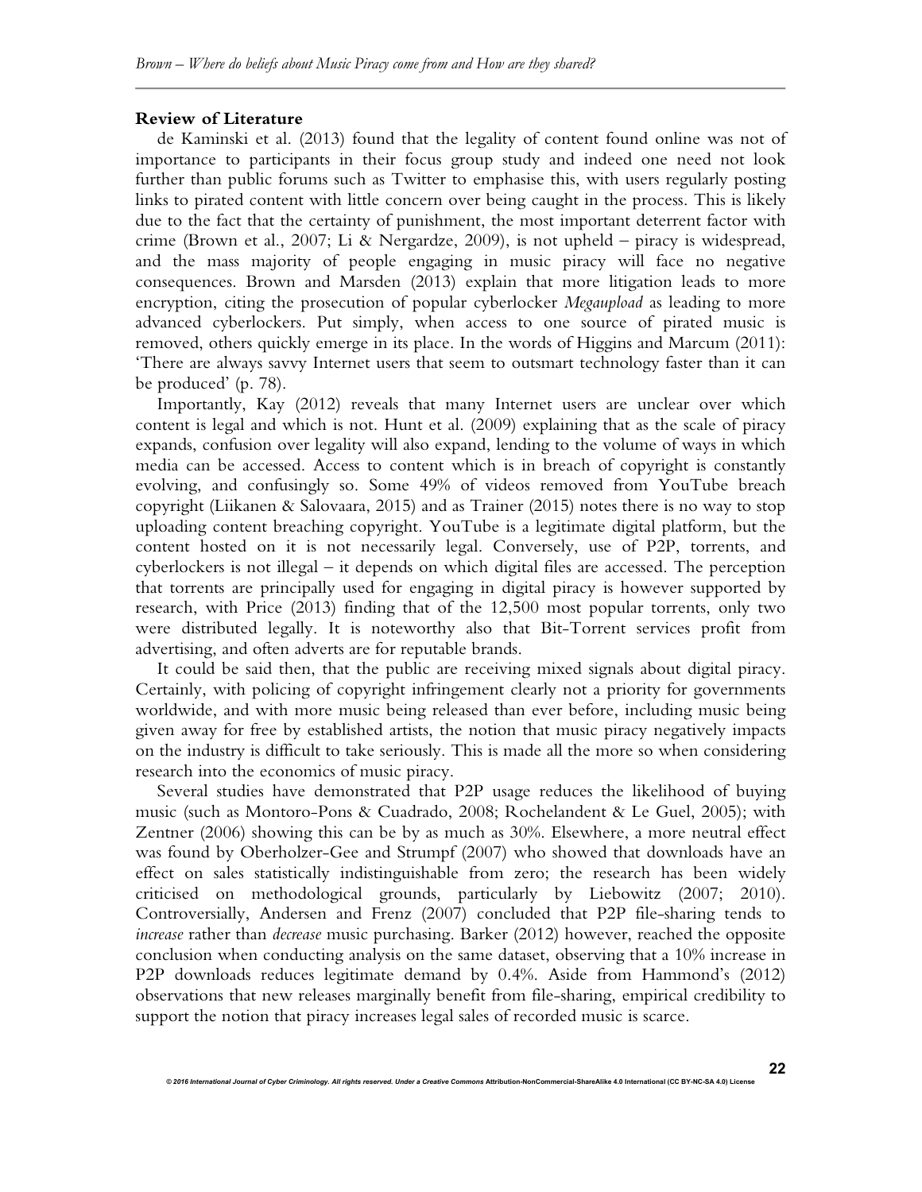**Review of Literature**

de Kaminski et al. (2013) found that the legality of content found online was not of importance to participants in their focus group study and indeed one need not look further than public forums such as Twitter to emphasise this, with users regularly posting links to pirated content with little concern over being caught in the process. This is likely due to the fact that the certainty of punishment, the most important deterrent factor with crime (Brown et al., 2007; Li & Nergardze, 2009), is not upheld – piracy is widespread, and the mass majority of people engaging in music piracy will face no negative consequences. Brown and Marsden (2013) explain that more litigation leads to more encryption, citing the prosecution of popular cyberlocker *Megaupload* as leading to more advanced cyberlockers. Put simply, when access to one source of pirated music is removed, others quickly emerge in its place. In the words of Higgins and Marcum (2011): 'There are always savvy Internet users that seem to outsmart technology faster than it can be produced' (p. 78).

Importantly, Kay (2012) reveals that many Internet users are unclear over which content is legal and which is not. Hunt et al. (2009) explaining that as the scale of piracy expands, confusion over legality will also expand, lending to the volume of ways in which media can be accessed. Access to content which is in breach of copyright is constantly evolving, and confusingly so. Some 49% of videos removed from YouTube breach copyright (Liikanen & Salovaara, 2015) and as Trainer (2015) notes there is no way to stop uploading content breaching copyright. YouTube is a legitimate digital platform, but the content hosted on it is not necessarily legal. Conversely, use of P2P, torrents, and cyberlockers is not illegal – it depends on which digital files are accessed. The perception that torrents are principally used for engaging in digital piracy is however supported by research, with Price (2013) finding that of the 12,500 most popular torrents, only two were distributed legally. It is noteworthy also that Bit-Torrent services profit from advertising, and often adverts are for reputable brands.

It could be said then, that the public are receiving mixed signals about digital piracy. Certainly, with policing of copyright infringement clearly not a priority for governments worldwide, and with more music being released than ever before, including music being given away for free by established artists, the notion that music piracy negatively impacts on the industry is difficult to take seriously. This is made all the more so when considering research into the economics of music piracy.

Several studies have demonstrated that P2P usage reduces the likelihood of buying music (such as Montoro-Pons & Cuadrado, 2008; Rochelandent & Le Guel, 2005); with Zentner (2006) showing this can be by as much as 30%. Elsewhere, a more neutral effect was found by Oberholzer-Gee and Strumpf (2007) who showed that downloads have an effect on sales statistically indistinguishable from zero; the research has been widely criticised on methodological grounds, particularly by Liebowitz (2007; 2010). Controversially, Andersen and Frenz (2007) concluded that P2P file-sharing tends to *increase* rather than *decrease* music purchasing. Barker (2012) however, reached the opposite conclusion when conducting analysis on the same dataset, observing that a 10% increase in P2P downloads reduces legitimate demand by 0.4%. Aside from Hammond's (2012) observations that new releases marginally benefit from file-sharing, empirical credibility to support the notion that piracy increases legal sales of recorded music is scarce.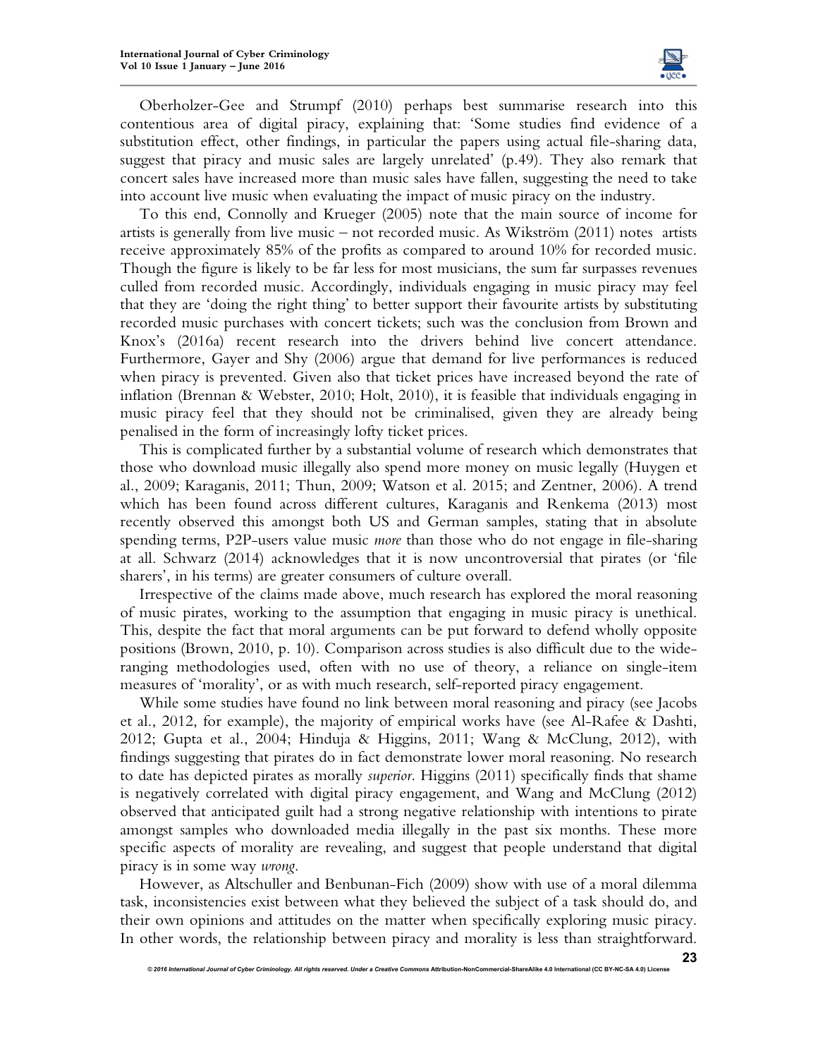Oberholzer-Gee and Strumpf (2010) perhaps best summarise research into this contentious area of digital piracy, explaining that: 'Some studies find evidence of a substitution effect, other findings, in particular the papers using actual file-sharing data, suggest that piracy and music sales are largely unrelated' (p.49). They also remark that concert sales have increased more than music sales have fallen, suggesting the need to take into account live music when evaluating the impact of music piracy on the industry.

To this end, Connolly and Krueger (2005) note that the main source of income for artists is generally from live music – not recorded music. As Wikström (2011) notes artists receive approximately 85% of the profits as compared to around 10% for recorded music. Though the figure is likely to be far less for most musicians, the sum far surpasses revenues culled from recorded music. Accordingly, individuals engaging in music piracy may feel that they are 'doing the right thing' to better support their favourite artists by substituting recorded music purchases with concert tickets; such was the conclusion from Brown and Knox's (2016a) recent research into the drivers behind live concert attendance. Furthermore, Gayer and Shy (2006) argue that demand for live performances is reduced when piracy is prevented. Given also that ticket prices have increased beyond the rate of inflation (Brennan & Webster, 2010; Holt, 2010), it is feasible that individuals engaging in music piracy feel that they should not be criminalised, given they are already being penalised in the form of increasingly lofty ticket prices.

This is complicated further by a substantial volume of research which demonstrates that those who download music illegally also spend more money on music legally (Huygen et al., 2009; Karaganis, 2011; Thun, 2009; Watson et al. 2015; and Zentner, 2006). A trend which has been found across different cultures, Karaganis and Renkema (2013) most recently observed this amongst both US and German samples, stating that in absolute spending terms, P2P-users value music *more* than those who do not engage in file-sharing at all. Schwarz (2014) acknowledges that it is now uncontroversial that pirates (or 'file sharers', in his terms) are greater consumers of culture overall.

Irrespective of the claims made above, much research has explored the moral reasoning of music pirates, working to the assumption that engaging in music piracy is unethical. This, despite the fact that moral arguments can be put forward to defend wholly opposite positions (Brown, 2010, p. 10). Comparison across studies is also difficult due to the wide-ranging methodologies used, often with no use of theory, a reliance on single-item measures of 'morality', or as with much research, self-reported piracy engagement.

While some studies have found no link between moral reasoning and piracy (see Jacobs et al., 2012, for example), the majority of empirical works have (see Al-Rafee & Dashti, 2012; Gupta et al., 2004; Hinduja & Higgins, 2011; Wang & McClung, 2012), with findings suggesting that pirates do in fact demonstrate lower moral reasoning. No research to date has depicted pirates as morally *superior*. Higgins (2011) specifically finds that shame is negatively correlated with digital piracy engagement, and Wang and McClung (2012) observed that anticipated guilt had a strong negative relationship with intentions to pirate amongst samples who downloaded media illegally in the past six months. These more specific aspects of morality are revealing, and suggest that people understand that digital piracy is in some way *wrong*.

However, as Altschuller and Benbunan-Fich (2009) show with use of a moral dilemma task, inconsistencies exist between what they believed the subject of a task should do, and their own opinions and attitudes on the matter when specifically exploring music piracy. In other words, the relationship between piracy and morality is less than straightforward.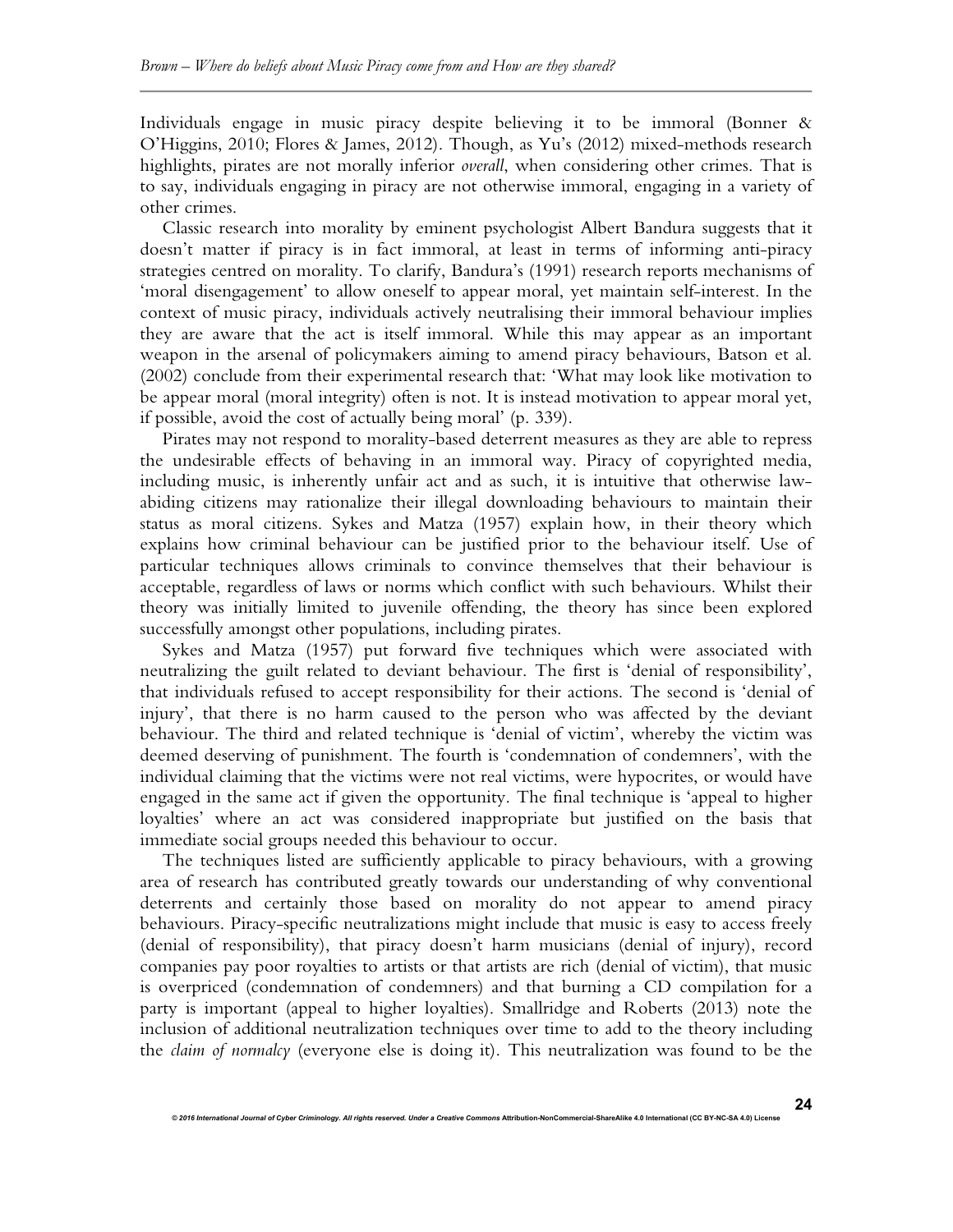Individuals engage in music piracy despite believing it to be immoral (Bonner & O'Higgins, 2010; Flores & James, 2012). Though, as Yu's (2012) mixed-methods research highlights, pirates are not morally inferior *overall*, when considering other crimes. That is to say, individuals engaging in piracy are not otherwise immoral, engaging in a variety of other crimes.

Classic research into morality by eminent psychologist Albert Bandura suggests that it doesn't matter if piracy is in fact immoral, at least in terms of informing anti-piracy strategies centred on morality. To clarify, Bandura's (1991) research reports mechanisms of 'moral disengagement' to allow oneself to appear moral, yet maintain self-interest. In the context of music piracy, individuals actively neutralising their immoral behaviour implies they are aware that the act is itself immoral. While this may appear as an important weapon in the arsenal of policymakers aiming to amend piracy behaviours, Batson et al. (2002) conclude from their experimental research that: 'What may look like motivation to be appear moral (moral integrity) often is not. It is instead motivation to appear moral yet, if possible, avoid the cost of actually being moral' (p. 339).

Pirates may not respond to morality-based deterrent measures as they are able to repress the undesirable effects of behaving in an immoral way. Piracy of copyrighted media, including music, is inherently unfair act and as such, it is intuitive that otherwise law-abiding citizens may rationalize their illegal downloading behaviours to maintain their status as moral citizens. Sykes and Matza (1957) explain how, in their theory which explains how criminal behaviour can be justified prior to the behaviour itself. Use of particular techniques allows criminals to convince themselves that their behaviour is acceptable, regardless of laws or norms which conflict with such behaviours. Whilst their theory was initially limited to juvenile offending, the theory has since been explored successfully amongst other populations, including pirates.

Sykes and Matza (1957) put forward five techniques which were associated with neutralizing the guilt related to deviant behaviour. The first is 'denial of responsibility', that individuals refused to accept responsibility for their actions. The second is 'denial of injury', that there is no harm caused to the person who was affected by the deviant behaviour. The third and related technique is 'denial of victim', whereby the victim was deemed deserving of punishment. The fourth is 'condemnation of condemners', with the individual claiming that the victims were not real victims, were hypocrites, or would have engaged in the same act if given the opportunity. The final technique is 'appeal to higher loyalties' where an act was considered inappropriate but justified on the basis that immediate social groups needed this behaviour to occur.

The techniques listed are sufficiently applicable to piracy behaviours, with a growing area of research has contributed greatly towards our understanding of why conventional deterrents and certainly those based on morality do not appear to amend piracy behaviours. Piracy-specific neutralizations might include that music is easy to access freely (denial of responsibility), that piracy doesn't harm musicians (denial of injury), record companies pay poor royalties to artists or that artists are rich (denial of victim), that music is overpriced (condemnation of condemners) and that burning a CD compilation for a party is important (appeal to higher loyalties). Smallridge and Roberts (2013) note the inclusion of additional neutralization techniques over time to add to the theory including the *claim of normalcy* (everyone else is doing it). This neutralization was found to be the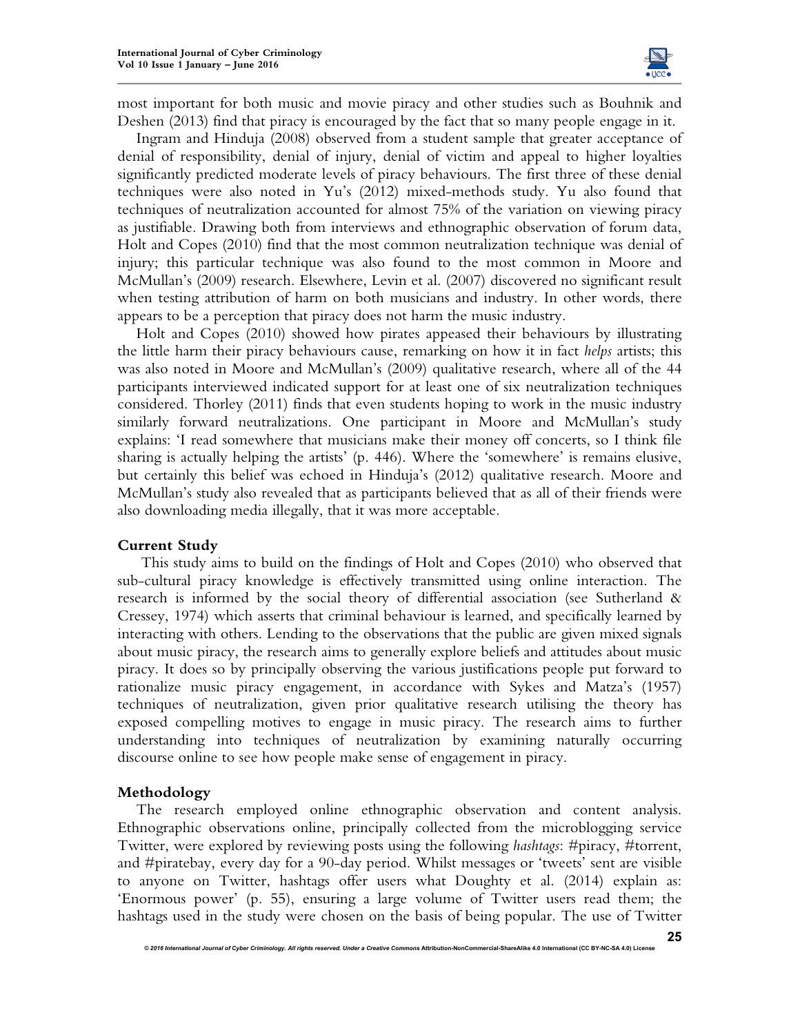most important for both music and movie piracy and other studies such as Bouhnik and Deshen (2013) find that piracy is encouraged by the fact that so many people engage in it.

Ingram and Hinduja (2008) observed from a student sample that greater acceptance of denial of responsibility, denial of injury, denial of victim and appeal to higher loyalties significantly predicted moderate levels of piracy behaviours. The first three of these denial techniques were also noted in Yu's (2012) mixed-methods study. Yu also found that techniques of neutralization accounted for almost 75% of the variation on viewing piracy as justifiable. Drawing both from interviews and ethnographic observation of forum data, Holt and Copes (2010) find that the most common neutralization technique was denial of injury; this particular technique was also found to the most common in Moore and McMullan's (2009) research. Elsewhere, Levin et al. (2007) discovered no significant result when testing attribution of harm on both musicians and industry. In other words, there appears to be a perception that piracy does not harm the music industry.

Holt and Copes (2010) showed how pirates appeased their behaviours by illustrating the little harm their piracy behaviours cause, remarking on how it in fact *helps* artists; this was also noted in Moore and McMullan's (2009) qualitative research, where all of the 44 participants interviewed indicated support for at least one of six neutralization techniques considered. Thorley (2011) finds that even students hoping to work in the music industry similarly forward neutralizations. One participant in Moore and McMullan's study explains: 'I read somewhere that musicians make their money off concerts, so I think file sharing is actually helping the artists' (p. 446). Where the 'somewhere' is remains elusive, but certainly this belief was echoed in Hinduja's (2012) qualitative research. Moore and McMullan's study also revealed that as participants believed that as all of their friends were also downloading media illegally, that it was more acceptable.

## Current Study

This study aims to build on the findings of Holt and Copes (2010) who observed that sub-cultural piracy knowledge is effectively transmitted using online interaction. The research is informed by the social theory of differential association (see Sutherland & Cressey, 1974) which asserts that criminal behaviour is learned, and specifically learned by interacting with others. Lending to the observations that the public are given mixed signals about music piracy, the research aims to generally explore beliefs and attitudes about music piracy. It does so by principally observing the various justifications people put forward to rationalize music piracy engagement, in accordance with Sykes and Matza's (1957) techniques of neutralization, given prior qualitative research utilising the theory has exposed compelling motives to engage in music piracy. The research aims to further understanding into techniques of neutralization by examining naturally occurring discourse online to see how people make sense of engagement in piracy.

## Methodology

The research employed online ethnographic observation and content analysis. Ethnographic observations online, principally collected from the microblogging service Twitter, were explored by reviewing posts using the following *hashtags*: #piracy, #torrent, and #piratebay, every day for a 90-day period. Whilst messages or 'tweets' sent are visible to anyone on Twitter, hashtags offer users what Doughty et al. (2014) explain as: 'Enormous power' (p. 55), ensuring a large volume of Twitter users read them; the hashtags used in the study were chosen on the basis of being popular. The use of Twitter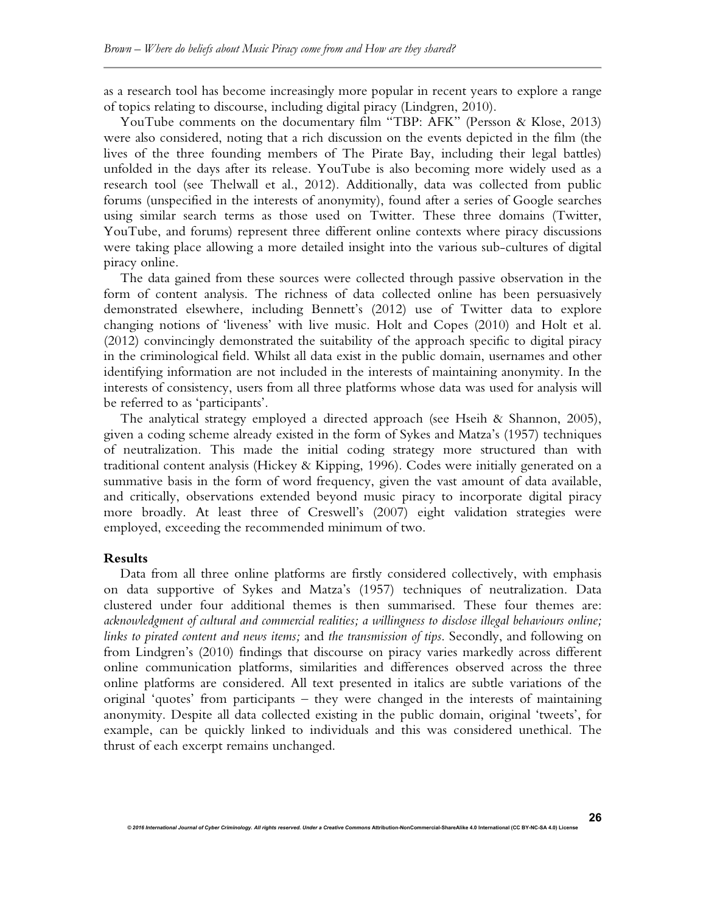as a research tool has become increasingly more popular in recent years to explore a range of topics relating to discourse, including digital piracy (Lindgren, 2010).

YouTube comments on the documentary film "TBP: AFK" (Persson & Klose, 2013) were also considered, noting that a rich discussion on the events depicted in the film (the lives of the three founding members of The Pirate Bay, including their legal battles) unfolded in the days after its release. YouTube is also becoming more widely used as a research tool (see Thelwall et al., 2012). Additionally, data was collected from public forums (unspecified in the interests of anonymity), found after a series of Google searches using similar search terms as those used on Twitter. These three domains (Twitter, YouTube, and forums) represent three different online contexts where piracy discussions were taking place allowing a more detailed insight into the various sub-cultures of digital piracy online.

The data gained from these sources were collected through passive observation in the form of content analysis. The richness of data collected online has been persuasively demonstrated elsewhere, including Bennett's (2012) use of Twitter data to explore changing notions of 'liveness' with live music. Holt and Copes (2010) and Holt et al. (2012) convincingly demonstrated the suitability of the approach specific to digital piracy in the criminological field. Whilst all data exist in the public domain, usernames and other identifying information are not included in the interests of maintaining anonymity. In the interests of consistency, users from all three platforms whose data was used for analysis will be referred to as 'participants'.

The analytical strategy employed a directed approach (see Hseih & Shannon, 2005), given a coding scheme already existed in the form of Sykes and Matza's (1957) techniques of neutralization. This made the initial coding strategy more structured than with traditional content analysis (Hickey & Kipping, 1996). Codes were initially generated on a summative basis in the form of word frequency, given the vast amount of data available, and critically, observations extended beyond music piracy to incorporate digital piracy more broadly. At least three of Creswell's (2007) eight validation strategies were employed, exceeding the recommended minimum of two.

## Results

Data from all three online platforms are firstly considered collectively, with emphasis on data supportive of Sykes and Matza's (1957) techniques of neutralization. Data clustered under four additional themes is then summarised. These four themes are: *acknowledgment of cultural and commercial realities; a willingness to disclose illegal behaviours online; links to pirated content and news items;* and *the transmission of tips*. Secondly, and following on from Lindgren's (2010) findings that discourse on piracy varies markedly across different online communication platforms, similarities and differences observed across the three online platforms are considered. All text presented in italics are subtle variations of the original 'quotes' from participants – they were changed in the interests of maintaining anonymity. Despite all data collected existing in the public domain, original 'tweets', for example, can be quickly linked to individuals and this was considered unethical. The thrust of each excerpt remains unchanged.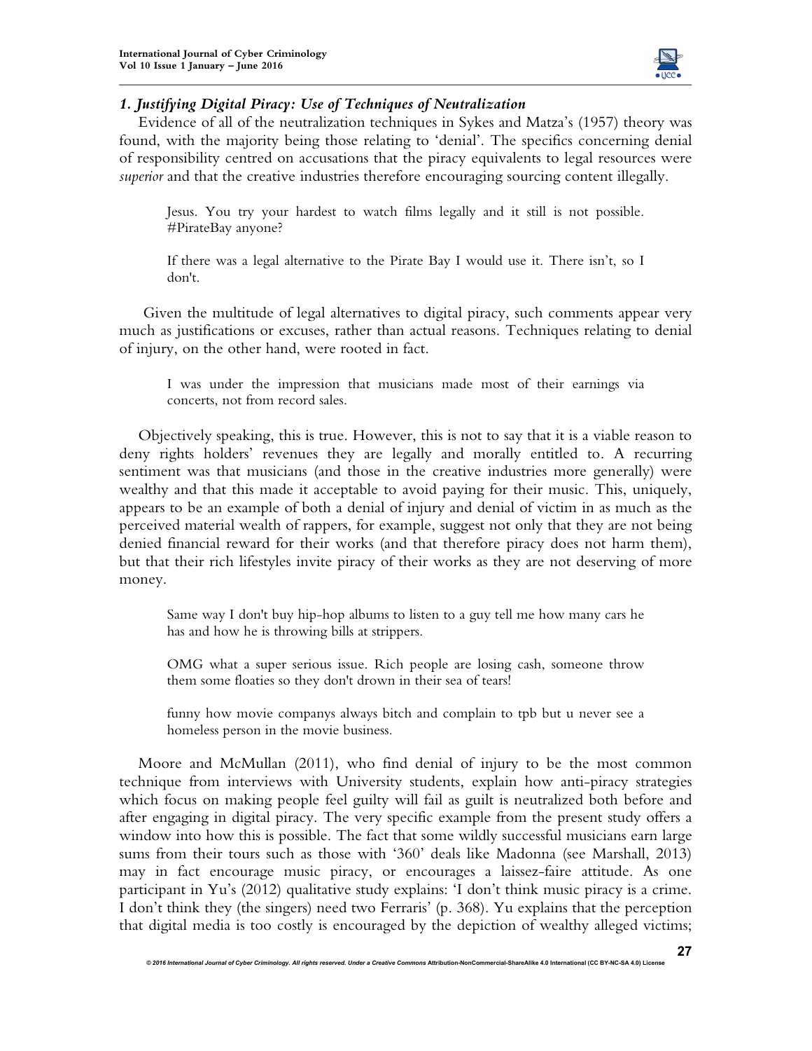### *1. Justifying Digital Piracy: Use of Techniques of Neutralization*

Evidence of all of the neutralization techniques in Sykes and Matza's (1957) theory was found, with the majority being those relating to 'denial'. The specifics concerning denial of responsibility centred on accusations that the piracy equivalents to legal resources were *superior* and that the creative industries therefore encouraging sourcing content illegally.

> Jesus. You try your hardest to watch films legally and it still is not possible. #PirateBay anyone?

> If there was a legal alternative to the Pirate Bay I would use it. There isn't, so I don't.

Given the multitude of legal alternatives to digital piracy, such comments appear very much as justifications or excuses, rather than actual reasons. Techniques relating to denial of injury, on the other hand, were rooted in fact.

> I was under the impression that musicians made most of their earnings via concerts, not from record sales.

Objectively speaking, this is true. However, this is not to say that it is a viable reason to deny rights holders' revenues they are legally and morally entitled to. A recurring sentiment was that musicians (and those in the creative industries more generally) were wealthy and that this made it acceptable to avoid paying for their music. This, uniquely, appears to be an example of both a denial of injury and denial of victim in as much as the perceived material wealth of rappers, for example, suggest not only that they are not being denied financial reward for their works (and that therefore piracy does not harm them), but that their rich lifestyles invite piracy of their works as they are not deserving of more money.

> Same way I don't buy hip-hop albums to listen to a guy tell me how many cars he has and how he is throwing bills at strippers.

> OMG what a super serious issue. Rich people are losing cash, someone throw them some floaties so they don't drown in their sea of tears!

> funny how movie companys always bitch and complain to tpb but u never see a homeless person in the movie business.

Moore and McMullan (2011), who find denial of injury to be the most common technique from interviews with University students, explain how anti-piracy strategies which focus on making people feel guilty will fail as guilt is neutralized both before and after engaging in digital piracy. The very specific example from the present study offers a window into how this is possible. The fact that some wildly successful musicians earn large sums from their tours such as those with '360' deals like Madonna (see Marshall, 2013) may in fact encourage music piracy, or encourages a laissez-faire attitude. As one participant in Yu's (2012) qualitative study explains: 'I don't think music piracy is a crime. I don't think they (the singers) need two Ferraris' (p. 368). Yu explains that the perception that digital media is too costly is encouraged by the depiction of wealthy alleged victims;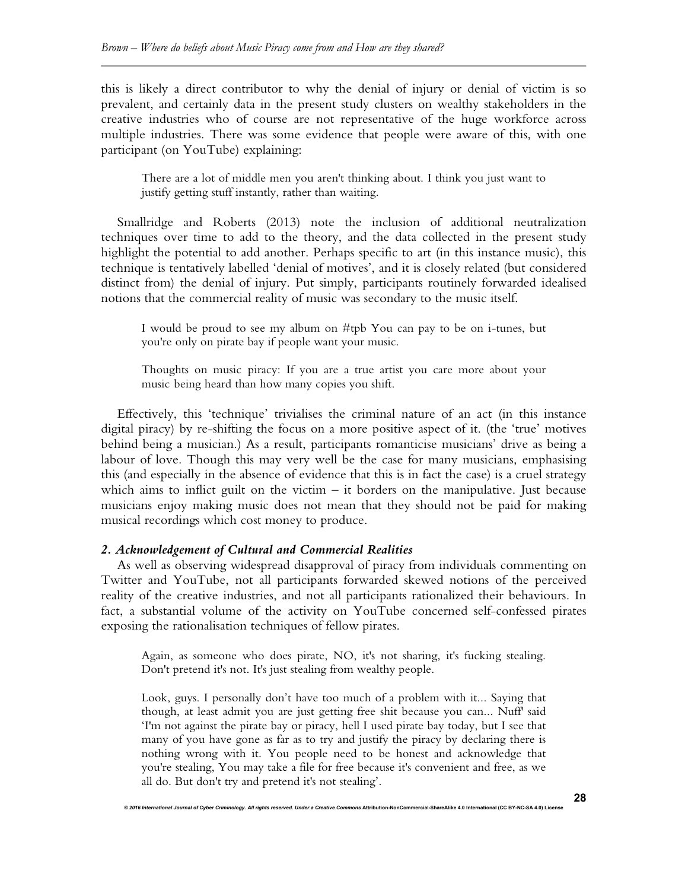this is likely a direct contributor to why the denial of injury or denial of victim is so prevalent, and certainly data in the present study clusters on wealthy stakeholders in the creative industries who of course are not representative of the huge workforce across multiple industries. There was some evidence that people were aware of this, with one participant (on YouTube) explaining:

> There are a lot of middle men you aren't thinking about. I think you just want to justify getting stuff instantly, rather than waiting.

Smallridge and Roberts (2013) note the inclusion of additional neutralization techniques over time to add to the theory, and the data collected in the present study highlight the potential to add another. Perhaps specific to art (in this instance music), this technique is tentatively labelled 'denial of motives', and it is closely related (but considered distinct from) the denial of injury. Put simply, participants routinely forwarded idealised notions that the commercial reality of music was secondary to the music itself.

> I would be proud to see my album on #tpb You can pay to be on i-tunes, but you're only on pirate bay if people want your music.

> Thoughts on music piracy: If you are a true artist you care more about your music being heard than how many copies you shift.

Effectively, this 'technique' trivialises the criminal nature of an act (in this instance digital piracy) by re-shifting the focus on a more positive aspect of it. (the 'true' motives behind being a musician.) As a result, participants romanticise musicians' drive as being a labour of love. Though this may very well be the case for many musicians, emphasising this (and especially in the absence of evidence that this is in fact the case) is a cruel strategy which aims to inflict guilt on the victim – it borders on the manipulative. Just because musicians enjoy making music does not mean that they should not be paid for making musical recordings which cost money to produce.

### *2. Acknowledgement of Cultural and Commercial Realities*

As well as observing widespread disapproval of piracy from individuals commenting on Twitter and YouTube, not all participants forwarded skewed notions of the perceived reality of the creative industries, and not all participants rationalized their behaviours. In fact, a substantial volume of the activity on YouTube concerned self-confessed pirates exposing the rationalisation techniques of fellow pirates.

> Again, as someone who does pirate, NO, it's not sharing, it's fucking stealing. Don't pretend it's not. It's just stealing from wealthy people.

> Look, guys. I personally don't have too much of a problem with it... Saying that though, at least admit you are just getting free shit because you can... Nuff' said
> 'I'm not against the pirate bay or piracy, hell I used pirate bay today, but I see that many of you have gone as far as to try and justify the piracy by declaring there is nothing wrong with it. You people need to be honest and acknowledge that you're stealing, You may take a file for free because it's convenient and free, as we all do. But don't try and pretend it's not stealing'.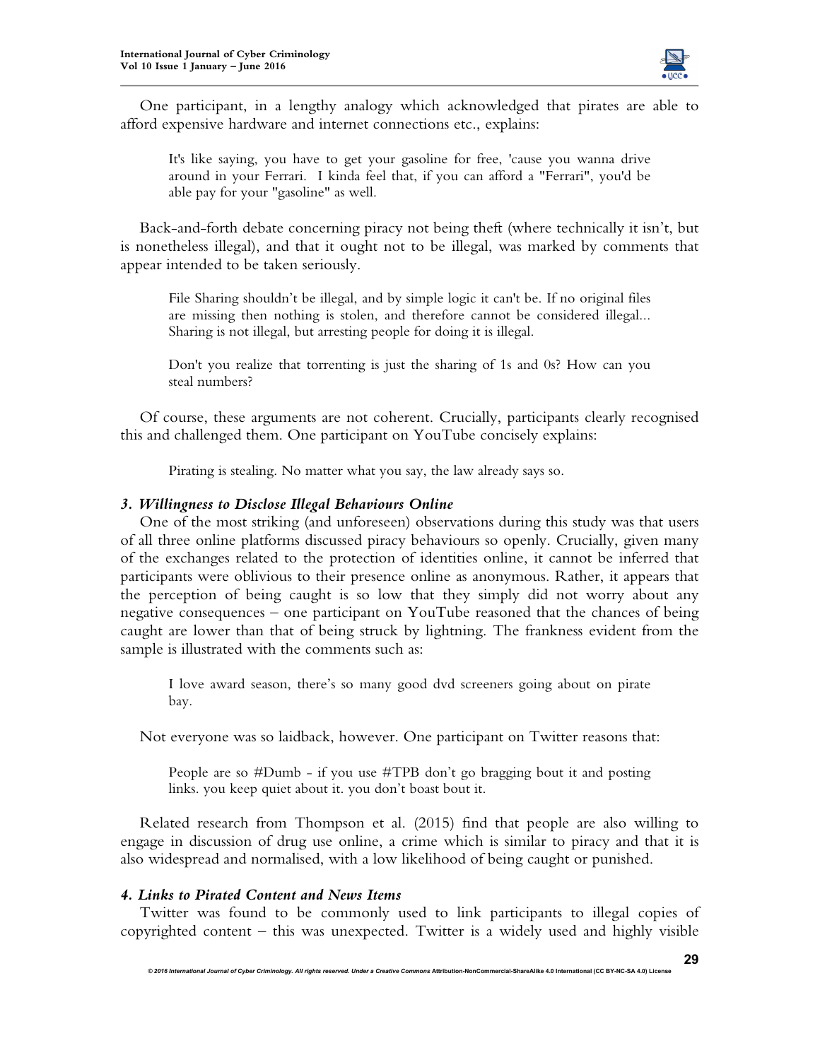One participant, in a lengthy analogy which acknowledged that pirates are able to afford expensive hardware and internet connections etc., explains:

> It's like saying, you have to get your gasoline for free, 'cause you wanna drive around in your Ferrari. I kinda feel that, if you can afford a "Ferrari", you'd be able pay for your "gasoline" as well.

Back-and-forth debate concerning piracy not being theft (where technically it isn't, but is nonetheless illegal), and that it ought not to be illegal, was marked by comments that appear intended to be taken seriously.

> File Sharing shouldn't be illegal, and by simple logic it can't be. If no original files are missing then nothing is stolen, and therefore cannot be considered illegal... Sharing is not illegal, but arresting people for doing it is illegal.

> Don't you realize that torrenting is just the sharing of 1s and 0s? How can you steal numbers?

Of course, these arguments are not coherent. Crucially, participants clearly recognised this and challenged them. One participant on YouTube concisely explains:

> Pirating is stealing. No matter what you say, the law already says so.

### *3. Willingness to Disclose Illegal Behaviours Online*

One of the most striking (and unforeseen) observations during this study was that users of all three online platforms discussed piracy behaviours so openly. Crucially, given many of the exchanges related to the protection of identities online, it cannot be inferred that participants were oblivious to their presence online as anonymous. Rather, it appears that the perception of being caught is so low that they simply did not worry about any negative consequences – one participant on YouTube reasoned that the chances of being caught are lower than that of being struck by lightning. The frankness evident from the sample is illustrated with the comments such as:

> I love award season, there's so many good dvd screeners going about on pirate bay.

Not everyone was so laidback, however. One participant on Twitter reasons that:

> People are so #Dumb - if you use #TPB don't go bragging bout it and posting links. you keep quiet about it. you don't boast bout it.

Related research from Thompson et al. (2015) find that people are also willing to engage in discussion of drug use online, a crime which is similar to piracy and that it is also widespread and normalised, with a low likelihood of being caught or punished.

### *4. Links to Pirated Content and News Items*

Twitter was found to be commonly used to link participants to illegal copies of copyrighted content – this was unexpected. Twitter is a widely used and highly visible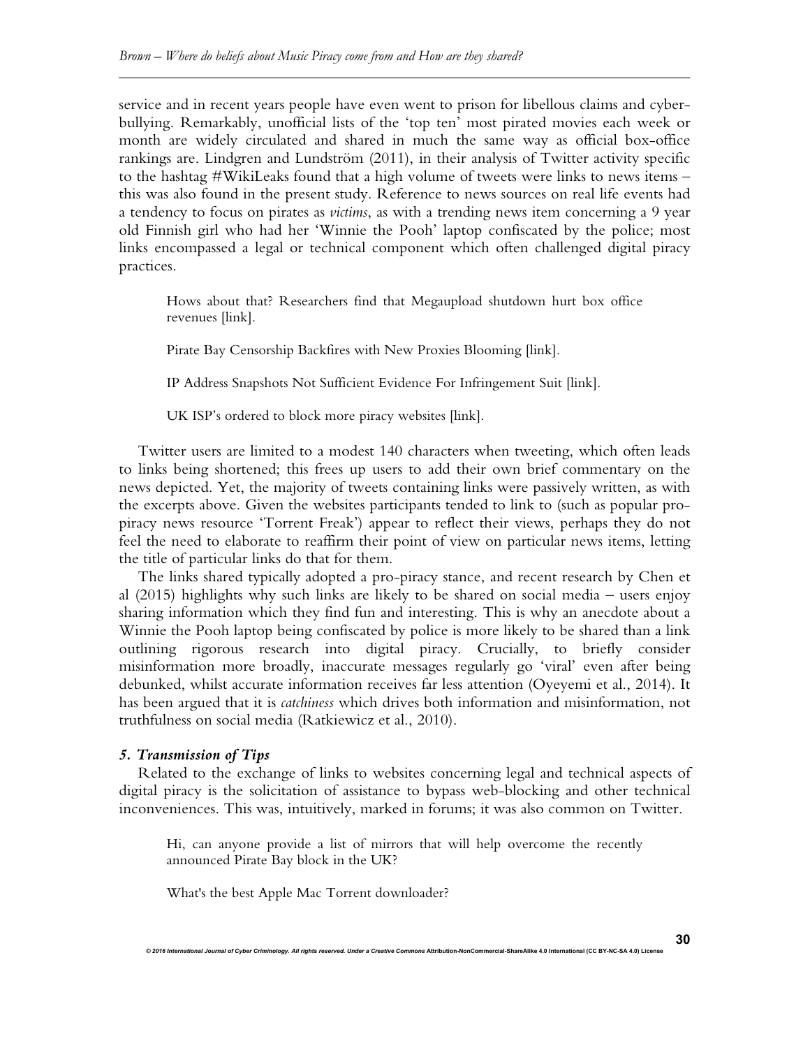service and in recent years people have even went to prison for libellous claims and cyber-bullying. Remarkably, unofficial lists of the 'top ten' most pirated movies each week or month are widely circulated and shared in much the same way as official box-office rankings are. Lindgren and Lundström (2011), in their analysis of Twitter activity specific to the hashtag #WikiLeaks found that a high volume of tweets were links to news items – this was also found in the present study. Reference to news sources on real life events had a tendency to focus on pirates as *victims*, as with a trending news item concerning a 9 year old Finnish girl who had her 'Winnie the Pooh' laptop confiscated by the police; most links encompassed a legal or technical component which often challenged digital piracy practices.

> Hows about that? Researchers find that Megaupload shutdown hurt box office revenues [link].
>
> Pirate Bay Censorship Backfires with New Proxies Blooming [link].
>
> IP Address Snapshots Not Sufficient Evidence For Infringement Suit [link].
>
> UK ISP's ordered to block more piracy websites [link].

Twitter users are limited to a modest 140 characters when tweeting, which often leads to links being shortened; this frees up users to add their own brief commentary on the news depicted. Yet, the majority of tweets containing links were passively written, as with the excerpts above. Given the websites participants tended to link to (such as popular pro-piracy news resource 'Torrent Freak') appear to reflect their views, perhaps they do not feel the need to elaborate to reaffirm their point of view on particular news items, letting the title of particular links do that for them.

The links shared typically adopted a pro-piracy stance, and recent research by Chen et al (2015) highlights why such links are likely to be shared on social media – users enjoy sharing information which they find fun and interesting. This is why an anecdote about a Winnie the Pooh laptop being confiscated by police is more likely to be shared than a link outlining rigorous research into digital piracy. Crucially, to briefly consider misinformation more broadly, inaccurate messages regularly go 'viral' even after being debunked, whilst accurate information receives far less attention (Oyeyemi et al., 2014). It has been argued that it is *catchiness* which drives both information and misinformation, not truthfulness on social media (Ratkiewicz et al., 2010).

### *5. Transmission of Tips*

Related to the exchange of links to websites concerning legal and technical aspects of digital piracy is the solicitation of assistance to bypass web-blocking and other technical inconveniences. This was, intuitively, marked in forums; it was also common on Twitter.

> Hi, can anyone provide a list of mirrors that will help overcome the recently announced Pirate Bay block in the UK?
>
> What's the best Apple Mac Torrent downloader?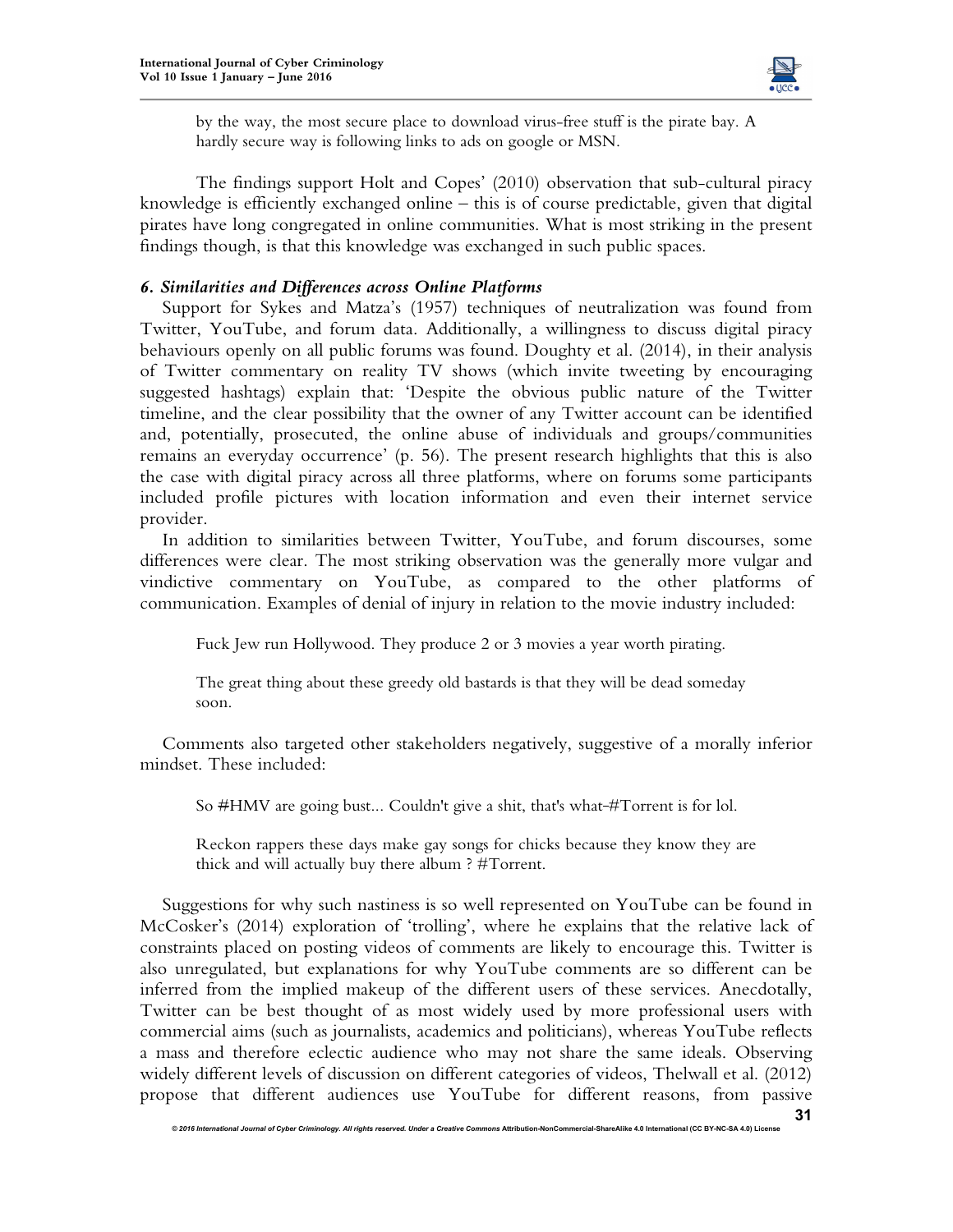> by the way, the most secure place to download virus-free stuff is the pirate bay. A hardly secure way is following links to ads on google or MSN.

The findings support Holt and Copes' (2010) observation that sub-cultural piracy knowledge is efficiently exchanged online – this is of course predictable, given that digital pirates have long congregated in online communities. What is most striking in the present findings though, is that this knowledge was exchanged in such public spaces.

### *6. Similarities and Differences across Online Platforms*

Support for Sykes and Matza's (1957) techniques of neutralization was found from Twitter, YouTube, and forum data. Additionally, a willingness to discuss digital piracy behaviours openly on all public forums was found. Doughty et al. (2014), in their analysis of Twitter commentary on reality TV shows (which invite tweeting by encouraging suggested hashtags) explain that: 'Despite the obvious public nature of the Twitter timeline, and the clear possibility that the owner of any Twitter account can be identified and, potentially, prosecuted, the online abuse of individuals and groups/communities remains an everyday occurrence' (p. 56). The present research highlights that this is also the case with digital piracy across all three platforms, where on forums some participants included profile pictures with location information and even their internet service provider.

In addition to similarities between Twitter, YouTube, and forum discourses, some differences were clear. The most striking observation was the generally more vulgar and vindictive commentary on YouTube, as compared to the other platforms of communication. Examples of denial of injury in relation to the movie industry included:

> Fuck Jew run Hollywood. They produce 2 or 3 movies a year worth pirating.

> The great thing about these greedy old bastards is that they will be dead someday soon.

Comments also targeted other stakeholders negatively, suggestive of a morally inferior mindset. These included:

> So #HMV are going bust... Couldn't give a shit, that's what-#Torrent is for lol.

> Reckon rappers these days make gay songs for chicks because they know they are thick and will actually buy there album ? #Torrent.

Suggestions for why such nastiness is so well represented on YouTube can be found in McCosker's (2014) exploration of 'trolling', where he explains that the relative lack of constraints placed on posting videos of comments are likely to encourage this. Twitter is also unregulated, but explanations for why YouTube comments are so different can be inferred from the implied makeup of the different users of these services. Anecdotally, Twitter can be best thought of as most widely used by more professional users with commercial aims (such as journalists, academics and politicians), whereas YouTube reflects a mass and therefore eclectic audience who may not share the same ideals. Observing widely different levels of discussion on different categories of videos, Thelwall et al. (2012) propose that different audiences use YouTube for different reasons, from passive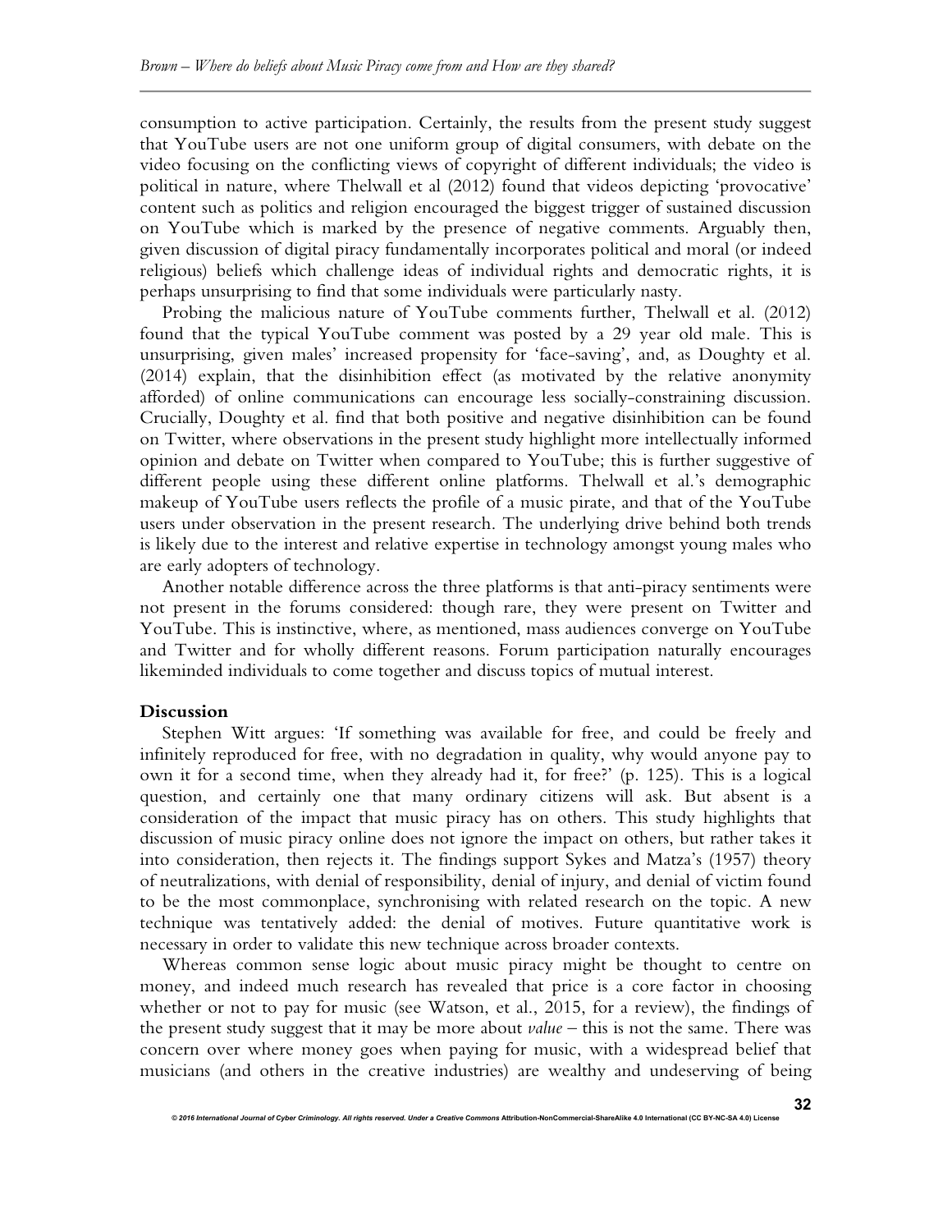consumption to active participation. Certainly, the results from the present study suggest that YouTube users are not one uniform group of digital consumers, with debate on the video focusing on the conflicting views of copyright of different individuals; the video is political in nature, where Thelwall et al (2012) found that videos depicting 'provocative' content such as politics and religion encouraged the biggest trigger of sustained discussion on YouTube which is marked by the presence of negative comments. Arguably then, given discussion of digital piracy fundamentally incorporates political and moral (or indeed religious) beliefs which challenge ideas of individual rights and democratic rights, it is perhaps unsurprising to find that some individuals were particularly nasty.

Probing the malicious nature of YouTube comments further, Thelwall et al. (2012) found that the typical YouTube comment was posted by a 29 year old male. This is unsurprising, given males' increased propensity for 'face-saving', and, as Doughty et al. (2014) explain, that the disinhibition effect (as motivated by the relative anonymity afforded) of online communications can encourage less socially-constraining discussion. Crucially, Doughty et al. find that both positive and negative disinhibition can be found on Twitter, where observations in the present study highlight more intellectually informed opinion and debate on Twitter when compared to YouTube; this is further suggestive of different people using these different online platforms. Thelwall et al.'s demographic makeup of YouTube users reflects the profile of a music pirate, and that of the YouTube users under observation in the present research. The underlying drive behind both trends is likely due to the interest and relative expertise in technology amongst young males who are early adopters of technology.

Another notable difference across the three platforms is that anti-piracy sentiments were not present in the forums considered: though rare, they were present on Twitter and YouTube. This is instinctive, where, as mentioned, mass audiences converge on YouTube and Twitter and for wholly different reasons. Forum participation naturally encourages likeminded individuals to come together and discuss topics of mutual interest.

## Discussion

Stephen Witt argues: 'If something was available for free, and could be freely and infinitely reproduced for free, with no degradation in quality, why would anyone pay to own it for a second time, when they already had it, for free?' (p. 125). This is a logical question, and certainly one that many ordinary citizens will ask. But absent is a consideration of the impact that music piracy has on others. This study highlights that discussion of music piracy online does not ignore the impact on others, but rather takes it into consideration, then rejects it. The findings support Sykes and Matza's (1957) theory of neutralizations, with denial of responsibility, denial of injury, and denial of victim found to be the most commonplace, synchronising with related research on the topic. A new technique was tentatively added: the denial of motives. Future quantitative work is necessary in order to validate this new technique across broader contexts.

Whereas common sense logic about music piracy might be thought to centre on money, and indeed much research has revealed that price is a core factor in choosing whether or not to pay for music (see Watson, et al., 2015, for a review), the findings of the present study suggest that it may be more about *value* – this is not the same. There was concern over where money goes when paying for music, with a widespread belief that musicians (and others in the creative industries) are wealthy and undeserving of being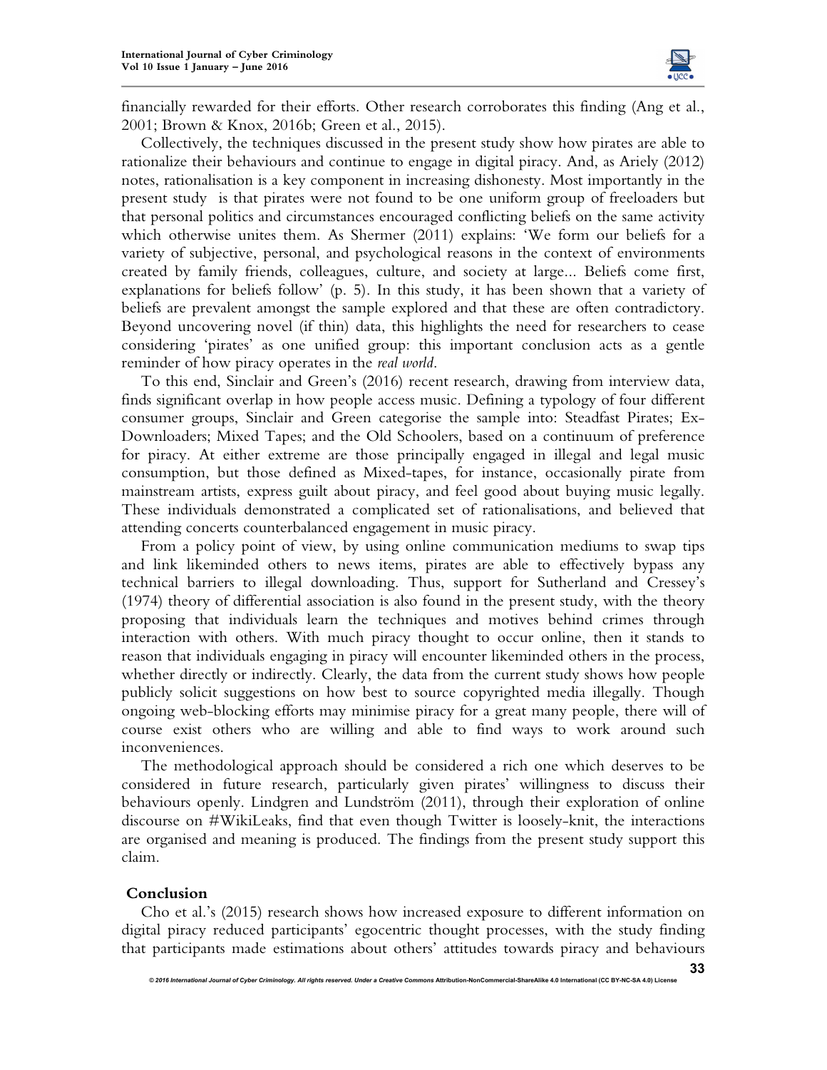financially rewarded for their efforts. Other research corroborates this finding (Ang et al., 2001; Brown & Knox, 2016b; Green et al., 2015).

Collectively, the techniques discussed in the present study show how pirates are able to rationalize their behaviours and continue to engage in digital piracy. And, as Ariely (2012) notes, rationalisation is a key component in increasing dishonesty. Most importantly in the present study is that pirates were not found to be one uniform group of freeloaders but that personal politics and circumstances encouraged conflicting beliefs on the same activity which otherwise unites them. As Shermer (2011) explains: 'We form our beliefs for a variety of subjective, personal, and psychological reasons in the context of environments created by family friends, colleagues, culture, and society at large... Beliefs come first, explanations for beliefs follow' (p. 5). In this study, it has been shown that a variety of beliefs are prevalent amongst the sample explored and that these are often contradictory. Beyond uncovering novel (if thin) data, this highlights the need for researchers to cease considering 'pirates' as one unified group: this important conclusion acts as a gentle reminder of how piracy operates in the *real world*.

To this end, Sinclair and Green's (2016) recent research, drawing from interview data, finds significant overlap in how people access music. Defining a typology of four different consumer groups, Sinclair and Green categorise the sample into: Steadfast Pirates; Ex-Downloaders; Mixed Tapes; and the Old Schoolers, based on a continuum of preference for piracy. At either extreme are those principally engaged in illegal and legal music consumption, but those defined as Mixed-tapes, for instance, occasionally pirate from mainstream artists, express guilt about piracy, and feel good about buying music legally. These individuals demonstrated a complicated set of rationalisations, and believed that attending concerts counterbalanced engagement in music piracy.

From a policy point of view, by using online communication mediums to swap tips and link likeminded others to news items, pirates are able to effectively bypass any technical barriers to illegal downloading. Thus, support for Sutherland and Cressey's (1974) theory of differential association is also found in the present study, with the theory proposing that individuals learn the techniques and motives behind crimes through interaction with others. With much piracy thought to occur online, then it stands to reason that individuals engaging in piracy will encounter likeminded others in the process, whether directly or indirectly. Clearly, the data from the current study shows how people publicly solicit suggestions on how best to source copyrighted media illegally. Though ongoing web-blocking efforts may minimise piracy for a great many people, there will of course exist others who are willing and able to find ways to work around such inconveniences.

The methodological approach should be considered a rich one which deserves to be considered in future research, particularly given pirates' willingness to discuss their behaviours openly. Lindgren and Lundström (2011), through their exploration of online discourse on #WikiLeaks, find that even though Twitter is loosely-knit, the interactions are organised and meaning is produced. The findings from the present study support this claim.

## Conclusion

Cho et al.'s (2015) research shows how increased exposure to different information on digital piracy reduced participants' egocentric thought processes, with the study finding that participants made estimations about others' attitudes towards piracy and behaviours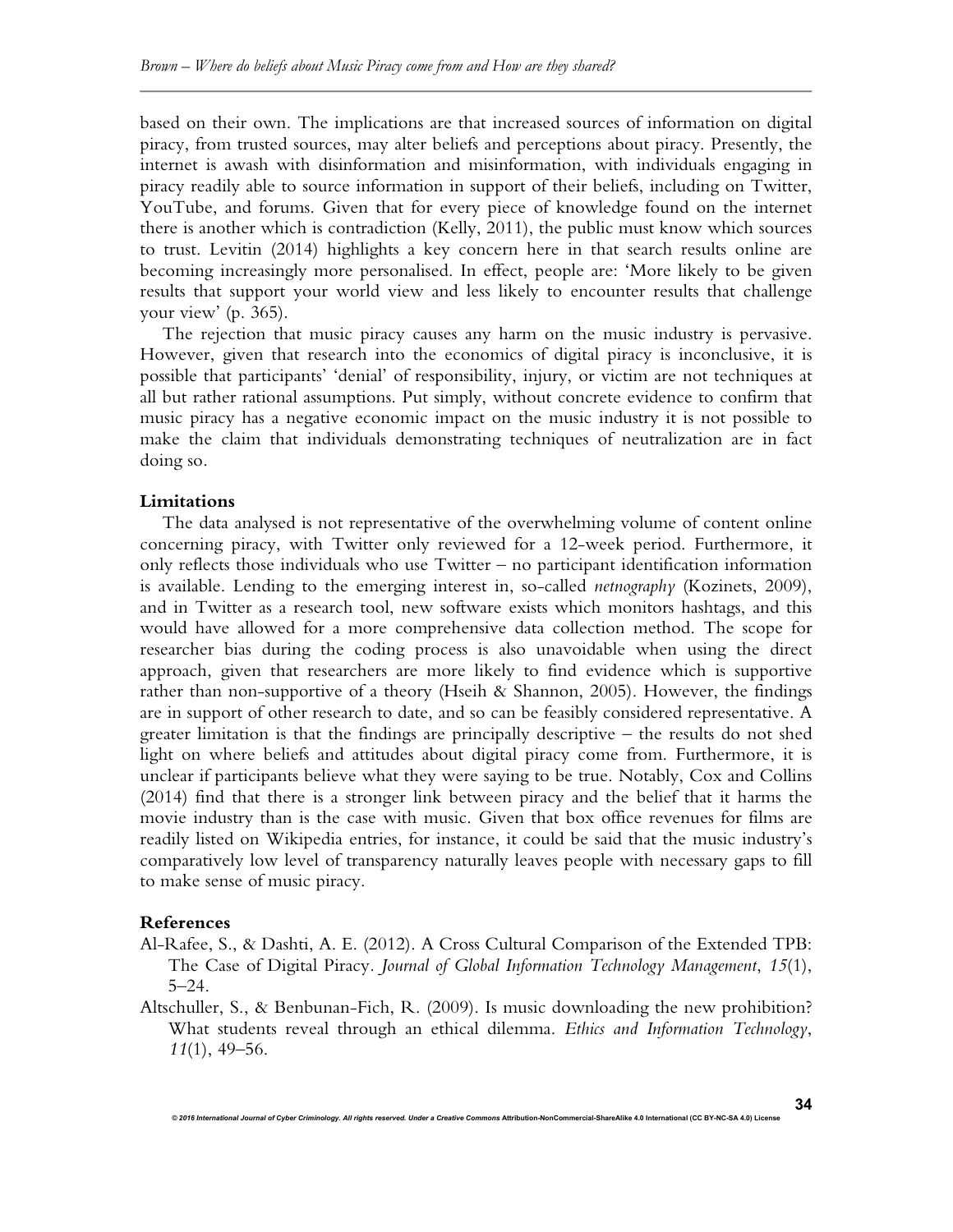based on their own. The implications are that increased sources of information on digital piracy, from trusted sources, may alter beliefs and perceptions about piracy. Presently, the internet is awash with disinformation and misinformation, with individuals engaging in piracy readily able to source information in support of their beliefs, including on Twitter, YouTube, and forums. Given that for every piece of knowledge found on the internet there is another which is contradiction (Kelly, 2011), the public must know which sources to trust. Levitin (2014) highlights a key concern here in that search results online are becoming increasingly more personalised. In effect, people are: 'More likely to be given results that support your world view and less likely to encounter results that challenge your view' (p. 365).

The rejection that music piracy causes any harm on the music industry is pervasive. However, given that research into the economics of digital piracy is inconclusive, it is possible that participants' 'denial' of responsibility, injury, or victim are not techniques at all but rather rational assumptions. Put simply, without concrete evidence to confirm that music piracy has a negative economic impact on the music industry it is not possible to make the claim that individuals demonstrating techniques of neutralization are in fact doing so.

### Limitations

The data analysed is not representative of the overwhelming volume of content online concerning piracy, with Twitter only reviewed for a 12-week period. Furthermore, it only reflects those individuals who use Twitter – no participant identification information is available. Lending to the emerging interest in, so-called *netnography* (Kozinets, 2009), and in Twitter as a research tool, new software exists which monitors hashtags, and this would have allowed for a more comprehensive data collection method. The scope for researcher bias during the coding process is also unavoidable when using the direct approach, given that researchers are more likely to find evidence which is supportive rather than non-supportive of a theory (Hseih & Shannon, 2005). However, the findings are in support of other research to date, and so can be feasibly considered representative. A greater limitation is that the findings are principally descriptive – the results do not shed light on where beliefs and attitudes about digital piracy come from. Furthermore, it is unclear if participants believe what they were saying to be true. Notably, Cox and Collins (2014) find that there is a stronger link between piracy and the belief that it harms the movie industry than is the case with music. Given that box office revenues for films are readily listed on Wikipedia entries, for instance, it could be said that the music industry's comparatively low level of transparency naturally leaves people with necessary gaps to fill to make sense of music piracy.

### References

Al-Rafee, S., & Dashti, A. E. (2012). A Cross Cultural Comparison of the Extended TPB: The Case of Digital Piracy. *Journal of Global Information Technology Management*, *15*(1), 5–24.

Altschuller, S., & Benbunan-Fich, R. (2009). Is music downloading the new prohibition? What students reveal through an ethical dilemma. *Ethics and Information Technology*, *11*(1), 49–56.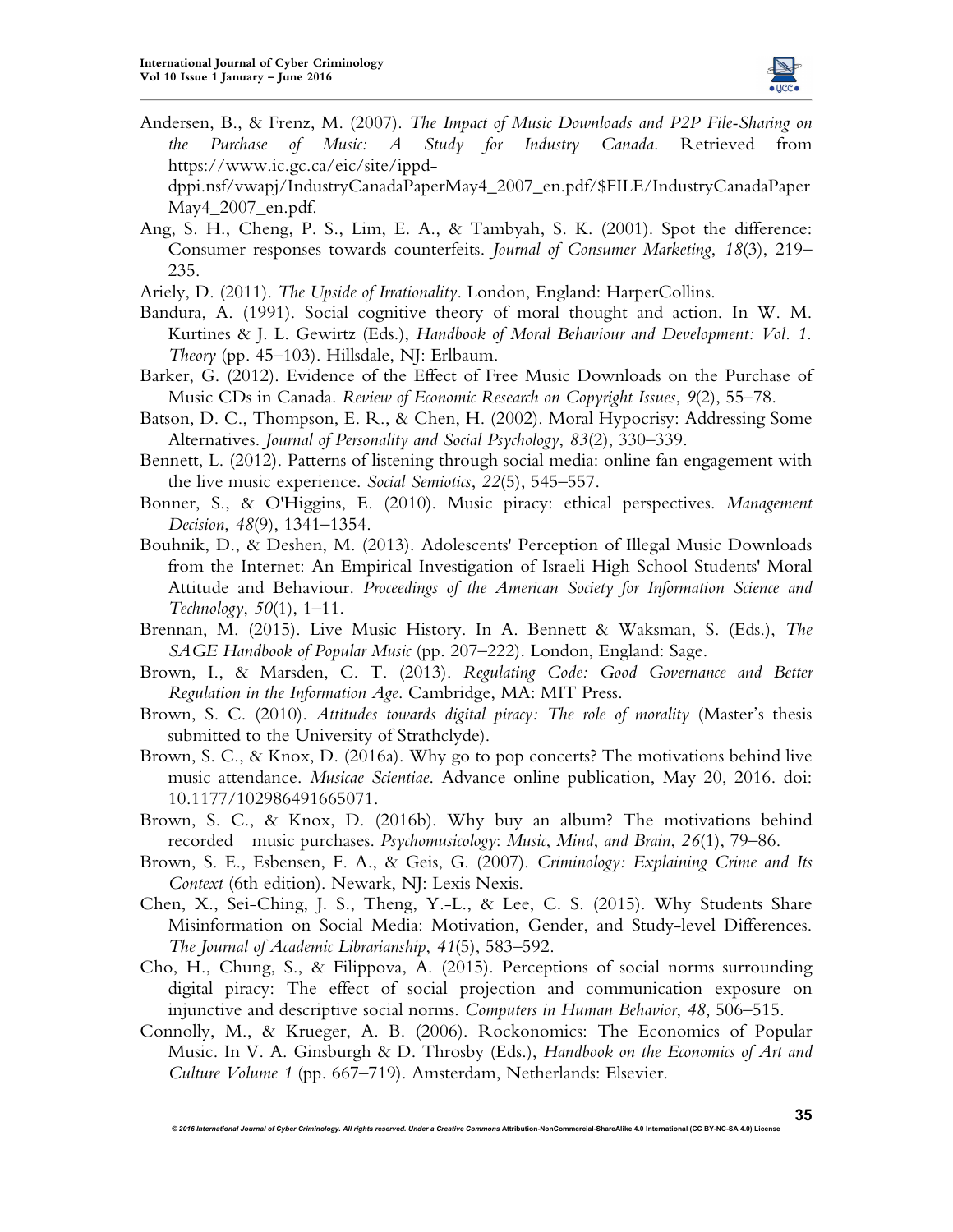Andersen, B., & Frenz, M. (2007). *The Impact of Music Downloads and P2P File-Sharing on the Purchase of Music: A Study for Industry Canada*. Retrieved from https://www.ic.gc.ca/eic/site/ippd-dppi.nsf/vwapj/IndustryCanadaPaperMay4_2007_en.pdf/$FILE/IndustryCanadaPaperMay4_2007_en.pdf.

Ang, S. H., Cheng, P. S., Lim, E. A., & Tambyah, S. K. (2001). Spot the difference: Consumer responses towards counterfeits. *Journal of Consumer Marketing*, *18*(3), 219–235.

Ariely, D. (2011). *The Upside of Irrationality*. London, England: HarperCollins.

Bandura, A. (1991). Social cognitive theory of moral thought and action. In W. M. Kurtines & J. L. Gewirtz (Eds.), *Handbook of Moral Behaviour and Development: Vol. 1. Theory* (pp. 45–103). Hillsdale, NJ: Erlbaum.

Barker, G. (2012). Evidence of the Effect of Free Music Downloads on the Purchase of Music CDs in Canada. *Review of Economic Research on Copyright Issues*, *9*(2), 55–78.

Batson, D. C., Thompson, E. R., & Chen, H. (2002). Moral Hypocrisy: Addressing Some Alternatives. *Journal of Personality and Social Psychology*, *83*(2), 330–339.

Bennett, L. (2012). Patterns of listening through social media: online fan engagement with the live music experience. *Social Semiotics*, *22*(5), 545–557.

Bonner, S., & O'Higgins, E. (2010). Music piracy: ethical perspectives. *Management Decision*, *48*(9), 1341–1354.

Bouhnik, D., & Deshen, M. (2013). Adolescents' Perception of Illegal Music Downloads from the Internet: An Empirical Investigation of Israeli High School Students' Moral Attitude and Behaviour. *Proceedings of the American Society for Information Science and Technology*, *50*(1), 1–11.

Brennan, M. (2015). Live Music History. In A. Bennett & Waksman, S. (Eds.), *The SAGE Handbook of Popular Music* (pp. 207–222). London, England: Sage.

Brown, I., & Marsden, C. T. (2013). *Regulating Code: Good Governance and Better Regulation in the Information Age*. Cambridge, MA: MIT Press.

Brown, S. C. (2010). *Attitudes towards digital piracy: The role of morality* (Master's thesis submitted to the University of Strathclyde).

Brown, S. C., & Knox, D. (2016a). Why go to pop concerts? The motivations behind live music attendance. *Musicae Scientiae*. Advance online publication, May 20, 2016. doi: 10.1177/102986491665071.

Brown, S. C., & Knox, D. (2016b). Why buy an album? The motivations behind recorded music purchases. *Psychomusicology: Music, Mind, and Brain*, *26*(1), 79–86.

Brown, S. E., Esbensen, F. A., & Geis, G. (2007). *Criminology: Explaining Crime and Its Context* (6th edition). Newark, NJ: Lexis Nexis.

Chen, X., Sei-Ching, J. S., Theng, Y.-L., & Lee, C. S. (2015). Why Students Share Misinformation on Social Media: Motivation, Gender, and Study-level Differences. *The Journal of Academic Librarianship*, *41*(5), 583–592.

Cho, H., Chung, S., & Filippova, A. (2015). Perceptions of social norms surrounding digital piracy: The effect of social projection and communication exposure on injunctive and descriptive social norms. *Computers in Human Behavior*, *48*, 506–515.

Connolly, M., & Krueger, A. B. (2006). Rockonomics: The Economics of Popular Music. In V. A. Ginsburgh & D. Throsby (Eds.), *Handbook on the Economics of Art and Culture Volume 1* (pp. 667–719). Amsterdam, Netherlands: Elsevier.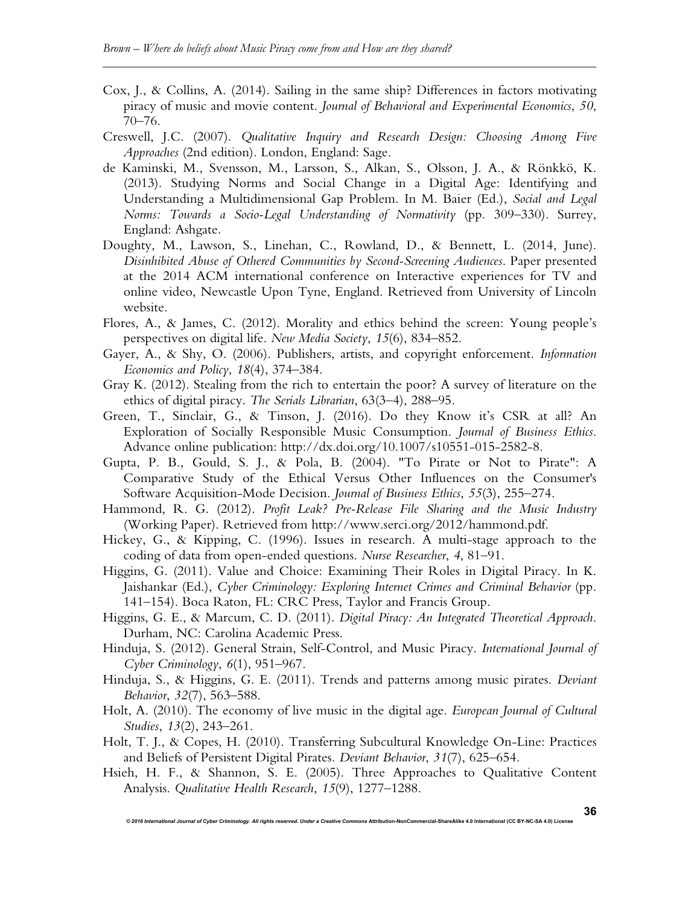Cox, J., & Collins, A. (2014). Sailing in the same ship? Differences in factors motivating piracy of music and movie content. *Journal of Behavioral and Experimental Economics*, *50*, 70–76.

Creswell, J.C. (2007). *Qualitative Inquiry and Research Design: Choosing Among Five Approaches* (2nd edition). London, England: Sage.

de Kaminski, M., Svensson, M., Larsson, S., Alkan, S., Olsson, J. A., & Rönkkö, K. (2013). Studying Norms and Social Change in a Digital Age: Identifying and Understanding a Multidimensional Gap Problem. In M. Baier (Ed.), *Social and Legal Norms: Towards a Socio-Legal Understanding of Normativity* (pp. 309–330). Surrey, England: Ashgate.

Doughty, M., Lawson, S., Linehan, C., Rowland, D., & Bennett, L. (2014, June). *Disinhibited Abuse of Othered Communities by Second-Screening Audiences*. Paper presented at the 2014 ACM international conference on Interactive experiences for TV and online video, Newcastle Upon Tyne, England. Retrieved from University of Lincoln website.

Flores, A., & James, C. (2012). Morality and ethics behind the screen: Young people's perspectives on digital life. *New Media Society*, *15*(6), 834–852.

Gayer, A., & Shy, O. (2006). Publishers, artists, and copyright enforcement. *Information Economics and Policy*, *18*(4), 374–384.

Gray K. (2012). Stealing from the rich to entertain the poor? A survey of literature on the ethics of digital piracy. *The Serials Librarian*, 63(3–4), 288–95.

Green, T., Sinclair, G., & Tinson, J. (2016). Do they Know it's CSR at all? An Exploration of Socially Responsible Music Consumption. *Journal of Business Ethics*. Advance online publication: http://dx.doi.org/10.1007/s10551-015-2582-8.

Gupta, P. B., Gould, S. J., & Pola, B. (2004). "To Pirate or Not to Pirate": A Comparative Study of the Ethical Versus Other Influences on the Consumer's Software Acquisition-Mode Decision. *Journal of Business Ethics*, *55*(3), 255–274.

Hammond, R. G. (2012). *Profit Leak? Pre-Release File Sharing and the Music Industry* (Working Paper). Retrieved from http://www.serci.org/2012/hammond.pdf.

Hickey, G., & Kipping, C. (1996). Issues in research. A multi-stage approach to the coding of data from open-ended questions. *Nurse Researcher*, *4*, 81–91.

Higgins, G. (2011). Value and Choice: Examining Their Roles in Digital Piracy. In K. Jaishankar (Ed.), *Cyber Criminology: Exploring Internet Crimes and Criminal Behavior* (pp. 141–154). Boca Raton, FL: CRC Press, Taylor and Francis Group.

Higgins, G. E., & Marcum, C. D. (2011). *Digital Piracy: An Integrated Theoretical Approach*. Durham, NC: Carolina Academic Press.

Hinduja, S. (2012). General Strain, Self-Control, and Music Piracy. *International Journal of Cyber Criminology*, *6*(1), 951–967.

Hinduja, S., & Higgins, G. E. (2011). Trends and patterns among music pirates. *Deviant Behavior*, *32*(7), 563–588.

Holt, A. (2010). The economy of live music in the digital age. *European Journal of Cultural Studies*, *13*(2), 243–261.

Holt, T. J., & Copes, H. (2010). Transferring Subcultural Knowledge On-Line: Practices and Beliefs of Persistent Digital Pirates. *Deviant Behavior*, *31*(7), 625–654.

Hsieh, H. F., & Shannon, S. E. (2005). Three Approaches to Qualitative Content Analysis. *Qualitative Health Research*, *15*(9), 1277–1288.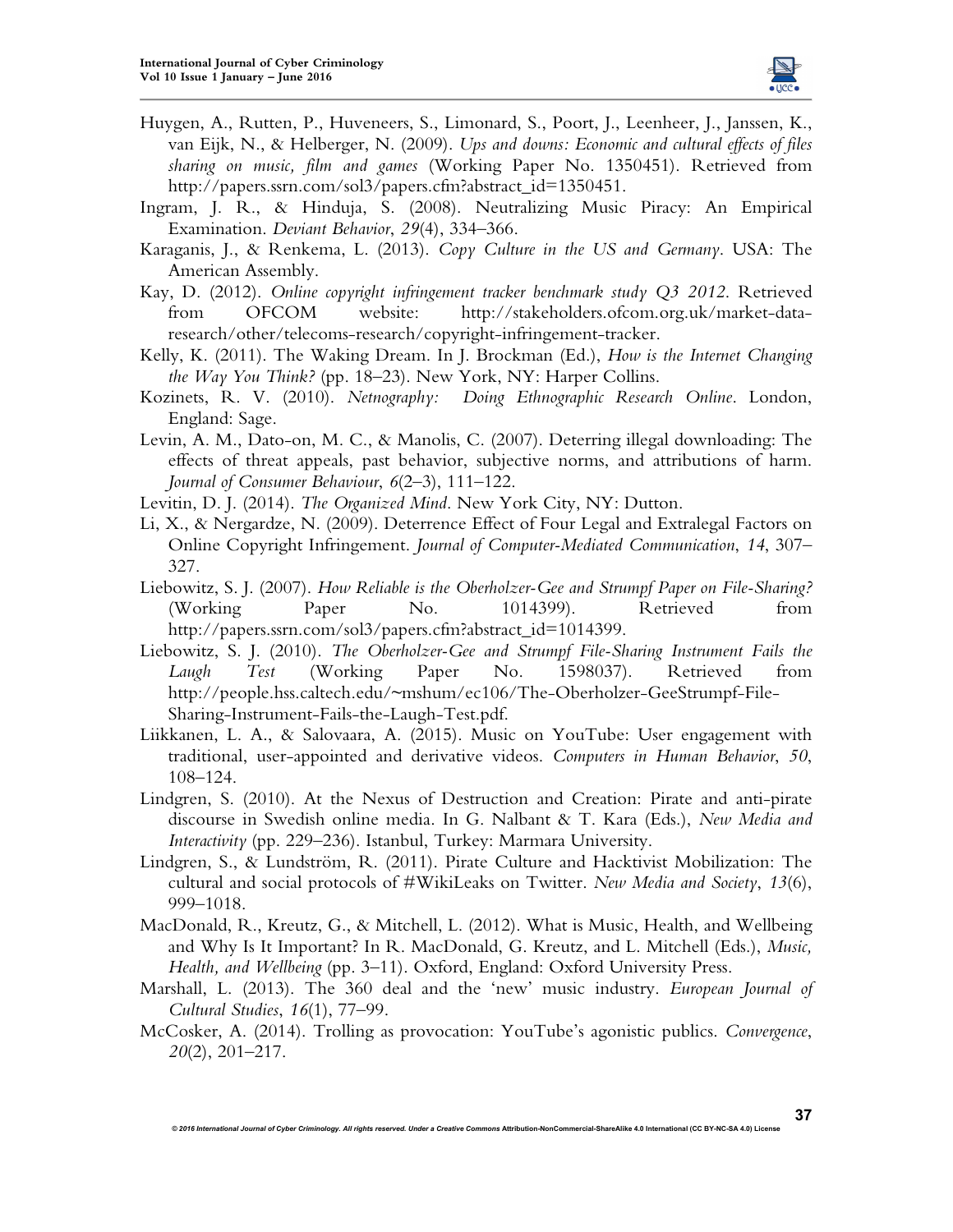Huygen, A., Rutten, P., Huveneers, S., Limonard, S., Poort, J., Leenheer, J., Janssen, K., van Eijk, N., & Helberger, N. (2009). *Ups and downs: Economic and cultural effects of files sharing on music, film and games* (Working Paper No. 1350451). Retrieved from http://papers.ssrn.com/sol3/papers.cfm?abstract_id=1350451.

Ingram, J. R., & Hinduja, S. (2008). Neutralizing Music Piracy: An Empirical Examination. *Deviant Behavior*, *29*(4), 334–366.

Karaganis, J., & Renkema, L. (2013). *Copy Culture in the US and Germany*. USA: The American Assembly.

Kay, D. (2012). *Online copyright infringement tracker benchmark study Q3 2012*. Retrieved from OFCOM website: http://stakeholders.ofcom.org.uk/market-data-research/other/telecoms-research/copyright-infringement-tracker.

Kelly, K. (2011). The Waking Dream. In J. Brockman (Ed.), *How is the Internet Changing the Way You Think?* (pp. 18–23). New York, NY: Harper Collins.

Kozinets, R. V. (2010). *Netnography: Doing Ethnographic Research Online*. London, England: Sage.

Levin, A. M., Dato-on, M. C., & Manolis, C. (2007). Deterring illegal downloading: The effects of threat appeals, past behavior, subjective norms, and attributions of harm. *Journal of Consumer Behaviour*, *6*(2–3), 111–122.

Levitin, D. J. (2014). *The Organized Mind*. New York City, NY: Dutton.

Li, X., & Nergardze, N. (2009). Deterrence Effect of Four Legal and Extralegal Factors on Online Copyright Infringement. *Journal of Computer-Mediated Communication*, *14*, 307–327.

Liebowitz, S. J. (2007). *How Reliable is the Oberholzer-Gee and Strumpf Paper on File-Sharing?* (Working Paper No. 1014399). Retrieved from http://papers.ssrn.com/sol3/papers.cfm?abstract_id=1014399.

Liebowitz, S. J. (2010). *The Oberholzer-Gee and Strumpf File-Sharing Instrument Fails the Laugh Test* (Working Paper No. 1598037). Retrieved from http://people.hss.caltech.edu/~mshum/ec106/The-Oberholzer-GeeStrumpf-File-Sharing-Instrument-Fails-the-Laugh-Test.pdf.

Liikkanen, L. A., & Salovaara, A. (2015). Music on YouTube: User engagement with traditional, user-appointed and derivative videos. *Computers in Human Behavior*, *50*, 108–124.

Lindgren, S. (2010). At the Nexus of Destruction and Creation: Pirate and anti-pirate discourse in Swedish online media. In G. Nalbant & T. Kara (Eds.), *New Media and Interactivity* (pp. 229–236). Istanbul, Turkey: Marmara University.

Lindgren, S., & Lundström, R. (2011). Pirate Culture and Hacktivist Mobilization: The cultural and social protocols of #WikiLeaks on Twitter. *New Media and Society*, *13*(6), 999–1018.

MacDonald, R., Kreutz, G., & Mitchell, L. (2012). What is Music, Health, and Wellbeing and Why Is It Important? In R. MacDonald, G. Kreutz, and L. Mitchell (Eds.), *Music, Health, and Wellbeing* (pp. 3–11). Oxford, England: Oxford University Press.

Marshall, L. (2013). The 360 deal and the 'new' music industry. *European Journal of Cultural Studies*, *16*(1), 77–99.

McCosker, A. (2014). Trolling as provocation: YouTube's agonistic publics. *Convergence*, *20*(2), 201–217.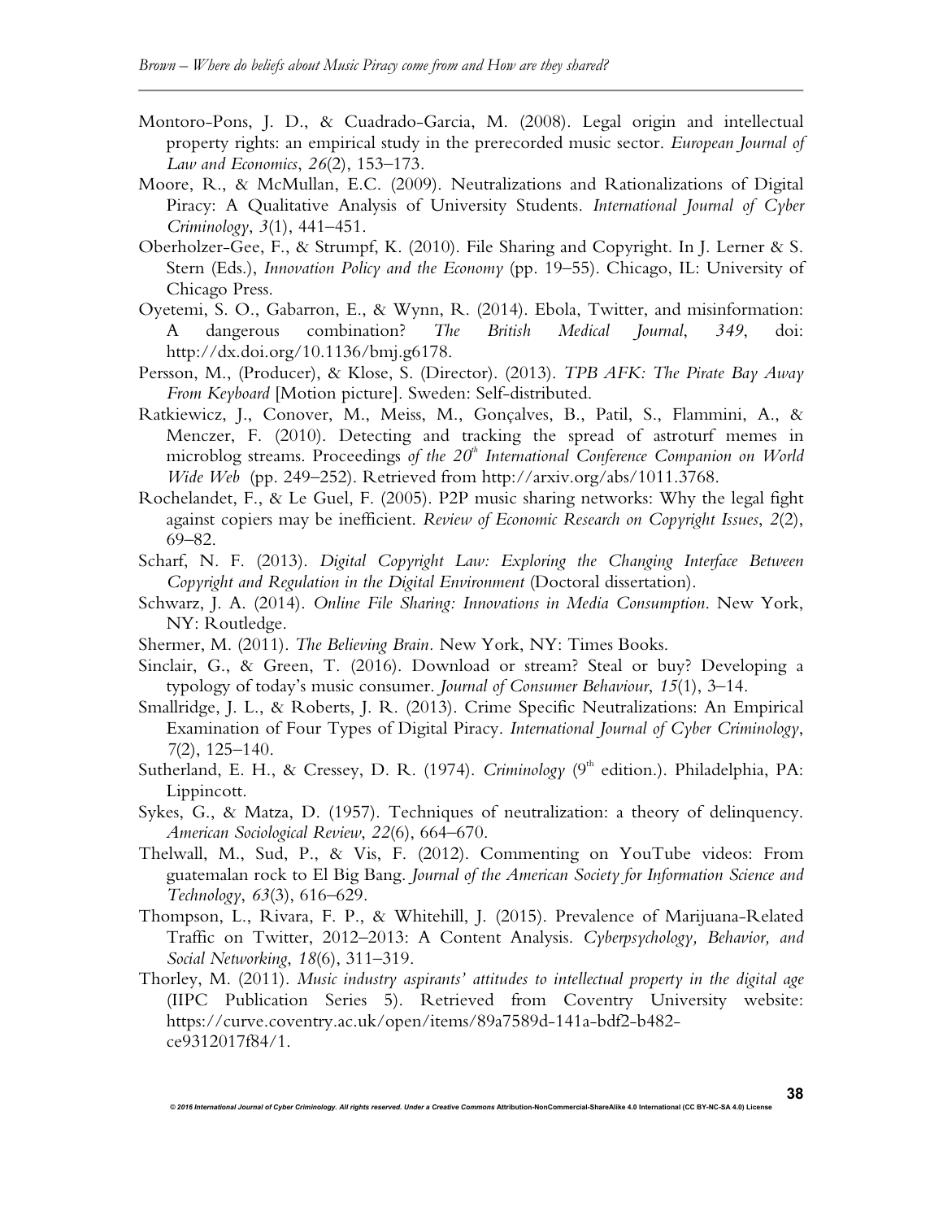Montoro-Pons, J. D., & Cuadrado-Garcia, M. (2008). Legal origin and intellectual property rights: an empirical study in the prerecorded music sector. *European Journal of Law and Economics*, *26*(2), 153–173.

Moore, R., & McMullan, E.C. (2009). Neutralizations and Rationalizations of Digital Piracy: A Qualitative Analysis of University Students. *International Journal of Cyber Criminology*, *3*(1), 441–451.

Oberholzer-Gee, F., & Strumpf, K. (2010). File Sharing and Copyright. In J. Lerner & S. Stern (Eds.), *Innovation Policy and the Economy* (pp. 19–55). Chicago, IL: University of Chicago Press.

Oyetemi, S. O., Gabarron, E., & Wynn, R. (2014). Ebola, Twitter, and misinformation: A dangerous combination? *The British Medical Journal*, *349*, doi: http://dx.doi.org/10.1136/bmj.g6178.

Persson, M., (Producer), & Klose, S. (Director). (2013). *TPB AFK: The Pirate Bay Away From Keyboard* [Motion picture]. Sweden: Self-distributed.

Ratkiewicz, J., Conover, M., Meiss, M., Gonçalves, B., Patil, S., Flammini, A., & Menczer, F. (2010). Detecting and tracking the spread of astroturf memes in microblog streams. Proceedings *of the 20th International Conference Companion on World Wide Web* (pp. 249–252). Retrieved from http://arxiv.org/abs/1011.3768.

Rochelandet, F., & Le Guel, F. (2005). P2P music sharing networks: Why the legal fight against copiers may be inefficient. *Review of Economic Research on Copyright Issues*, *2*(2), 69–82.

Scharf, N. F. (2013). *Digital Copyright Law: Exploring the Changing Interface Between Copyright and Regulation in the Digital Environment* (Doctoral dissertation).

Schwarz, J. A. (2014). *Online File Sharing: Innovations in Media Consumption*. New York, NY: Routledge.

Shermer, M. (2011). *The Believing Brain*. New York, NY: Times Books.

Sinclair, G., & Green, T. (2016). Download or stream? Steal or buy? Developing a typology of today's music consumer. *Journal of Consumer Behaviour*, *15*(1), 3–14.

Smallridge, J. L., & Roberts, J. R. (2013). Crime Specific Neutralizations: An Empirical Examination of Four Types of Digital Piracy. *International Journal of Cyber Criminology*, *7*(2), 125–140.

Sutherland, E. H., & Cressey, D. R. (1974). *Criminology* (9th edition.). Philadelphia, PA: Lippincott.

Sykes, G., & Matza, D. (1957). Techniques of neutralization: a theory of delinquency. *American Sociological Review*, *22*(6), 664–670.

Thelwall, M., Sud, P., & Vis, F. (2012). Commenting on YouTube videos: From guatemalan rock to El Big Bang. *Journal of the American Society for Information Science and Technology*, *63*(3), 616–629.

Thompson, L., Rivara, F. P., & Whitehill, J. (2015). Prevalence of Marijuana-Related Traffic on Twitter, 2012–2013: A Content Analysis. *Cyberpsychology, Behavior, and Social Networking*, *18*(6), 311–319.

Thorley, M. (2011). *Music industry aspirants' attitudes to intellectual property in the digital age* (IIPC Publication Series 5). Retrieved from Coventry University website: https://curve.coventry.ac.uk/open/items/89a7589d-141a-bdf2-b482-ce9312017f84/1.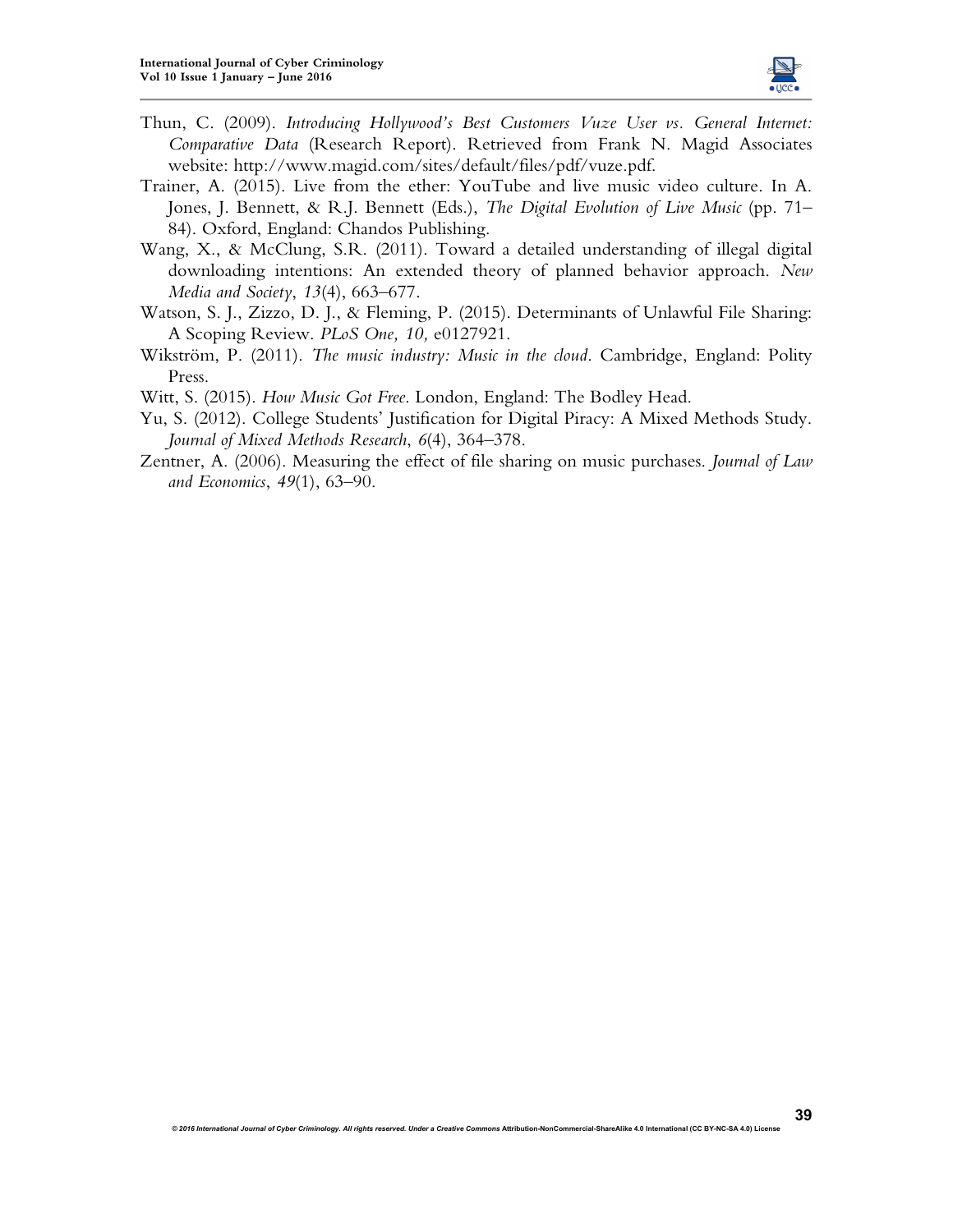Thun, C. (2009). *Introducing Hollywood's Best Customers Vuze User vs. General Internet: Comparative Data* (Research Report). Retrieved from Frank N. Magid Associates website: http://www.magid.com/sites/default/files/pdf/vuze.pdf.

Trainer, A. (2015). Live from the ether: YouTube and live music video culture. In A. Jones, J. Bennett, & R.J. Bennett (Eds.), *The Digital Evolution of Live Music* (pp. 71–84). Oxford, England: Chandos Publishing.

Wang, X., & McClung, S.R. (2011). Toward a detailed understanding of illegal digital downloading intentions: An extended theory of planned behavior approach. *New Media and Society*, *13*(4), 663–677.

Watson, S. J., Zizzo, D. J., & Fleming, P. (2015). Determinants of Unlawful File Sharing: A Scoping Review. *PLoS One, 10,* e0127921.

Wikström, P. (2011). *The music industry: Music in the cloud*. Cambridge, England: Polity Press.

Witt, S. (2015). *How Music Got Free*. London, England: The Bodley Head.

Yu, S. (2012). College Students' Justification for Digital Piracy: A Mixed Methods Study. *Journal of Mixed Methods Research*, *6*(4), 364–378.

Zentner, A. (2006). Measuring the effect of file sharing on music purchases. *Journal of Law and Economics*, *49*(1), 63–90.